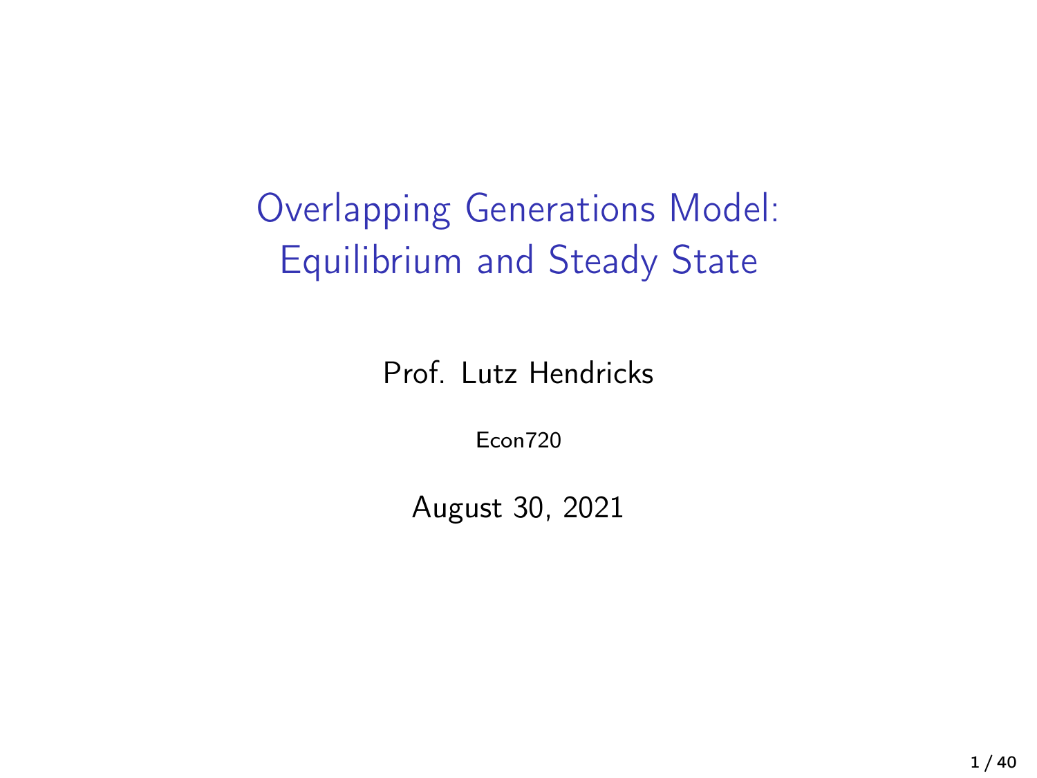# Overlapping Generations Model: Equilibrium and Steady State

Prof. Lutz Hendricks

Econ720

August 30, 2021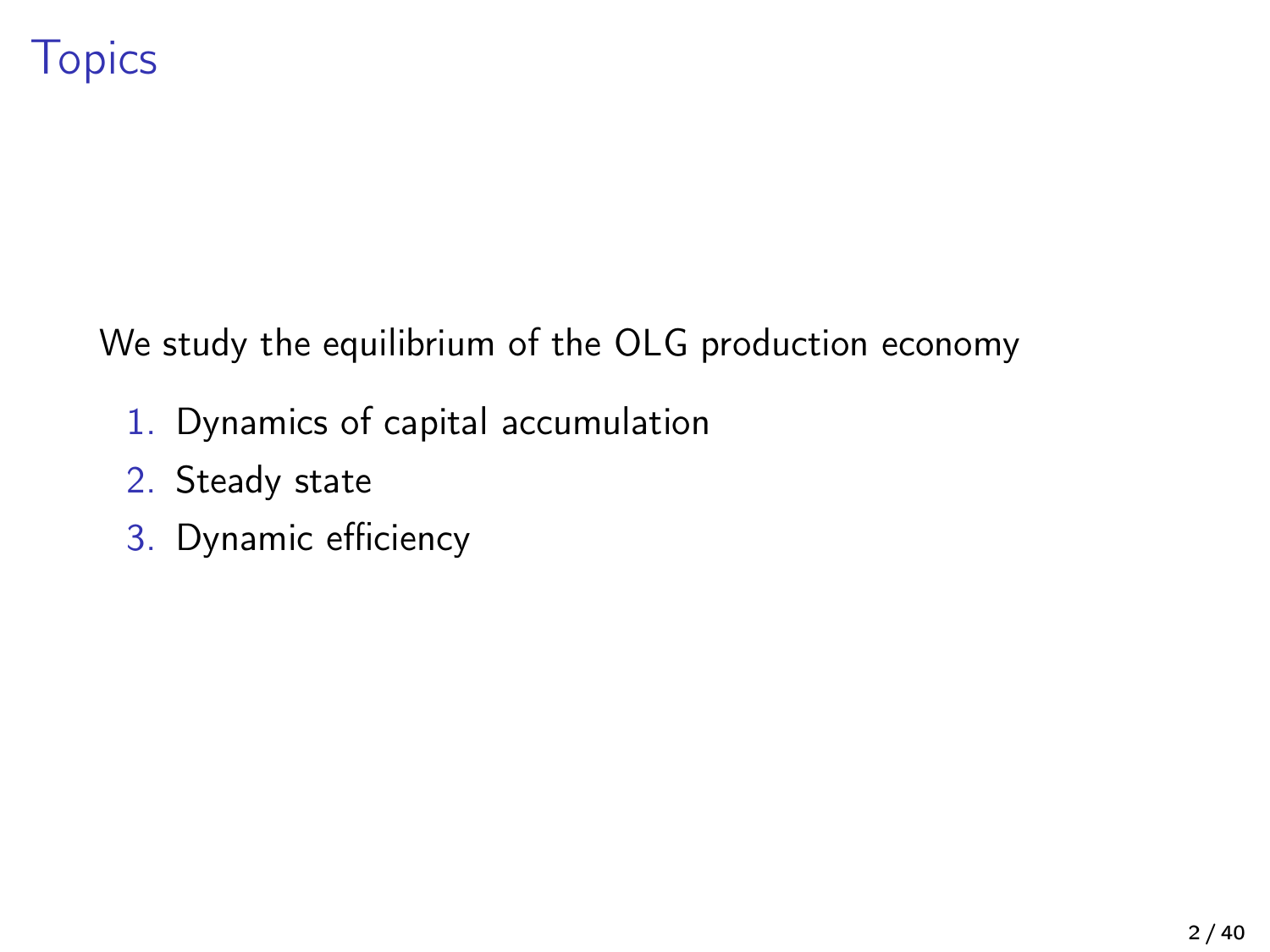# Topics

We study the equilibrium of the OLG production economy

1. Dynamics of capital accumulation
2. Steady state
3. Dynamic efficiency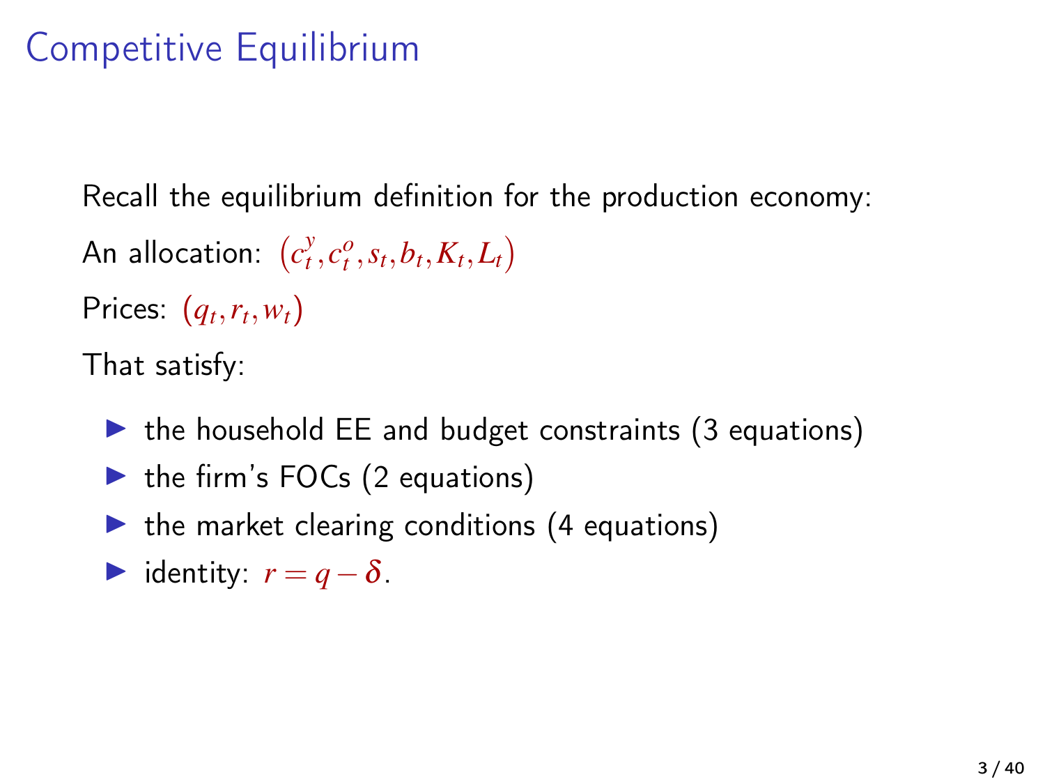# Competitive Equilibrium

Recall the equilibrium definition for the production economy:

An allocation: $(c_t^y, c_t^o, s_t, b_t, K_t, L_t)$

Prices: $(q_t, r_t, w_t)$

That satisfy:

- the household EE and budget constraints (3 equations)
- the firm's FOCs (2 equations)
- the market clearing conditions (4 equations)
- identity: $r = q - \delta$.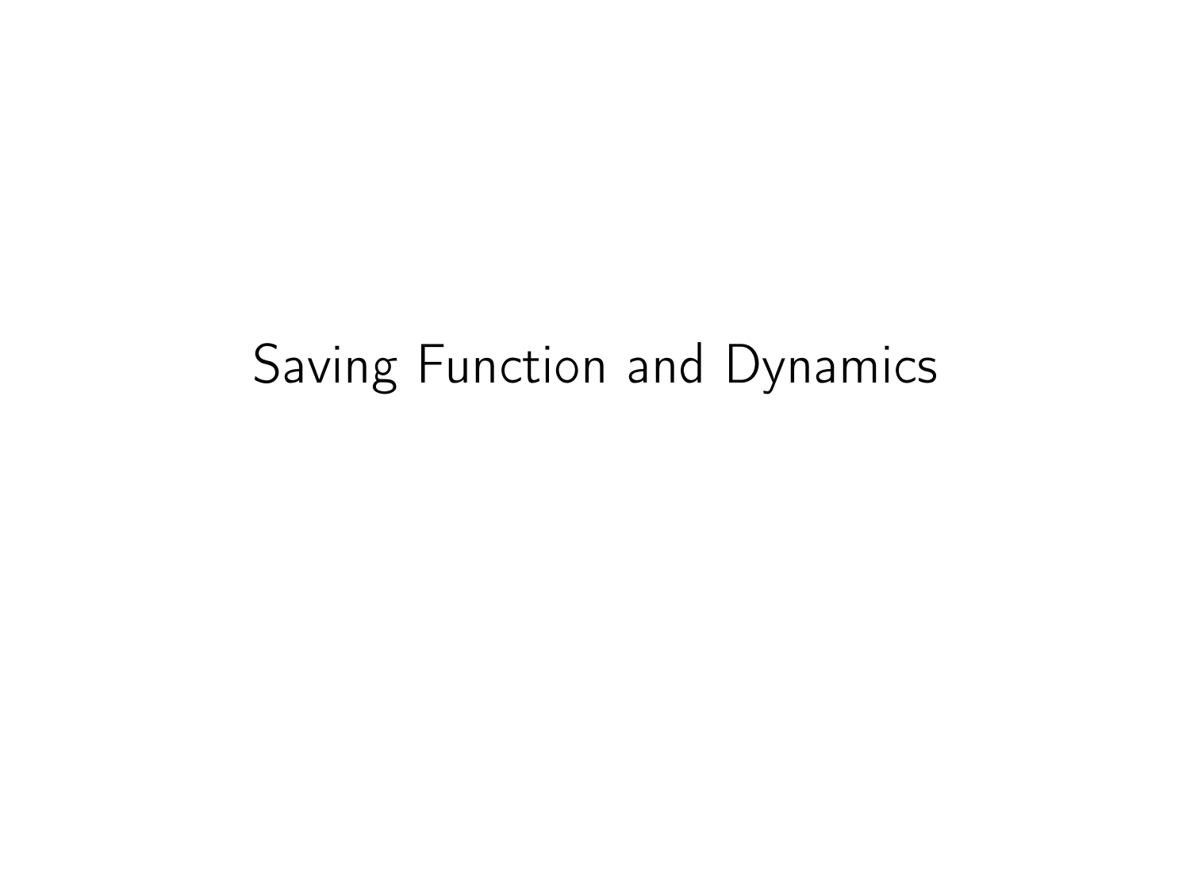# Saving Function and Dynamics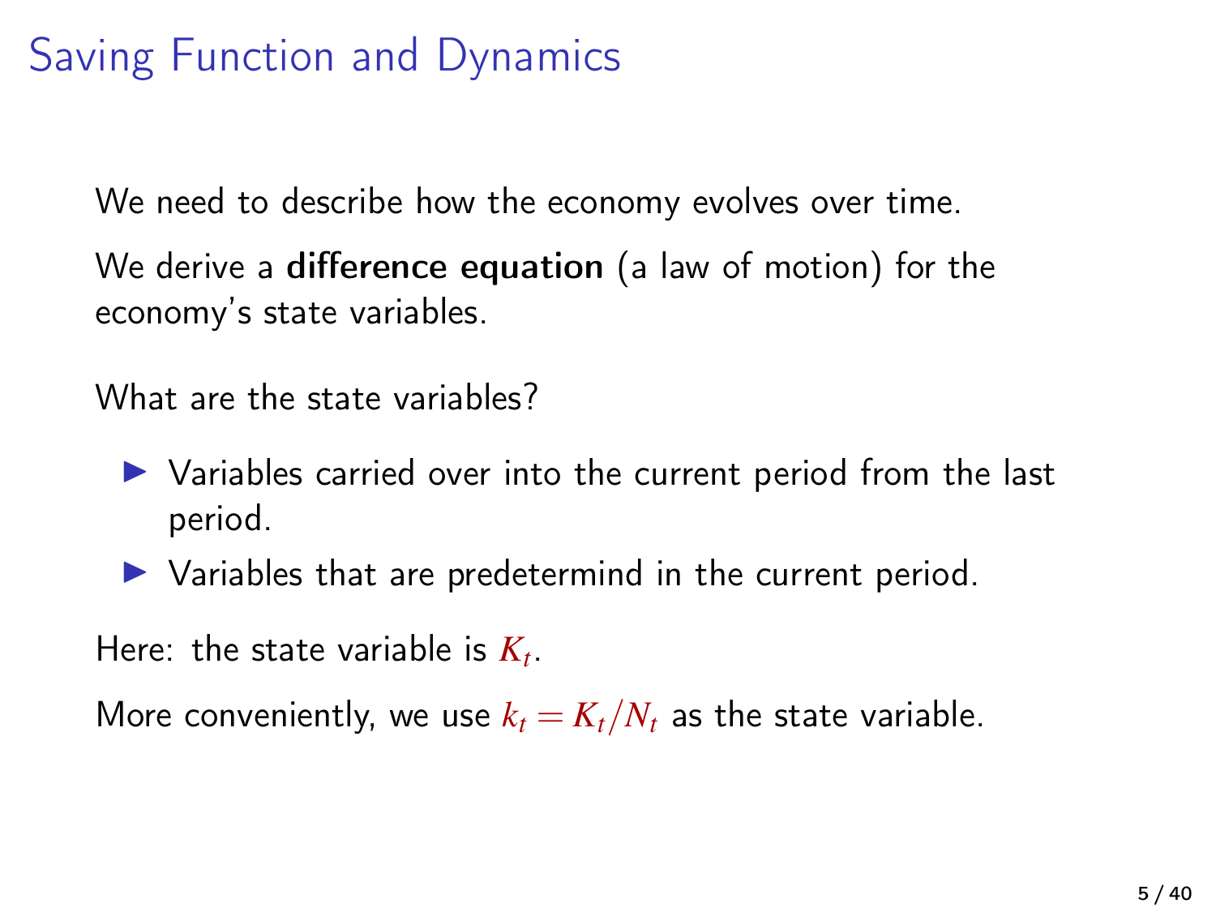# Saving Function and Dynamics

We need to describe how the economy evolves over time.

We derive a **difference equation** (a law of motion) for the economy's state variables.

What are the state variables?

- Variables carried over into the current period from the last period.
- Variables that are predetermind in the current period.

Here: the state variable is $K_t$.

More conveniently, we use $k_t = K_t/N_t$ as the state variable.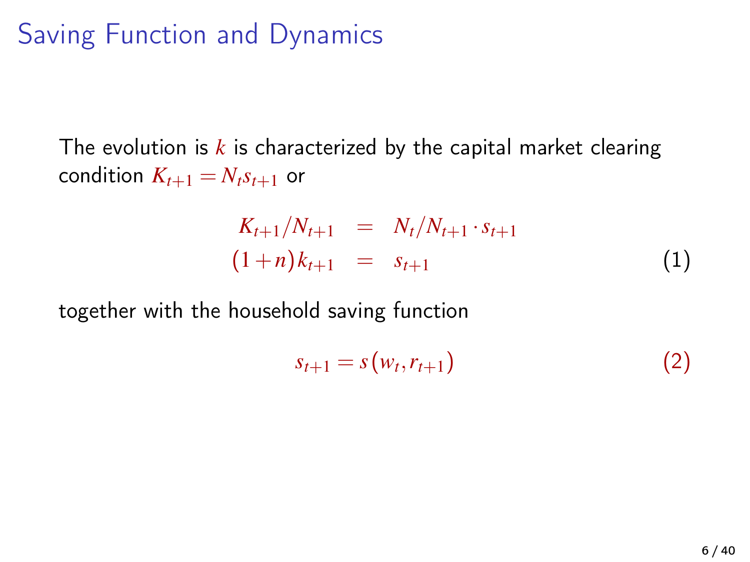# Saving Function and Dynamics

The evolution is $k$ is characterized by the capital market clearing condition $K_{t+1} = N_t s_{t+1}$ or

$$
\begin{aligned}
K_{t+1}/N_{t+1} &= N_t/N_{t+1} \cdot s_{t+1} \\
(1+n)k_{t+1} &= s_{t+1}
\end{aligned} \tag{1}
$$

together with the household saving function

$$
s_{t+1} = s(w_t, r_{t+1}) \tag{2}
$$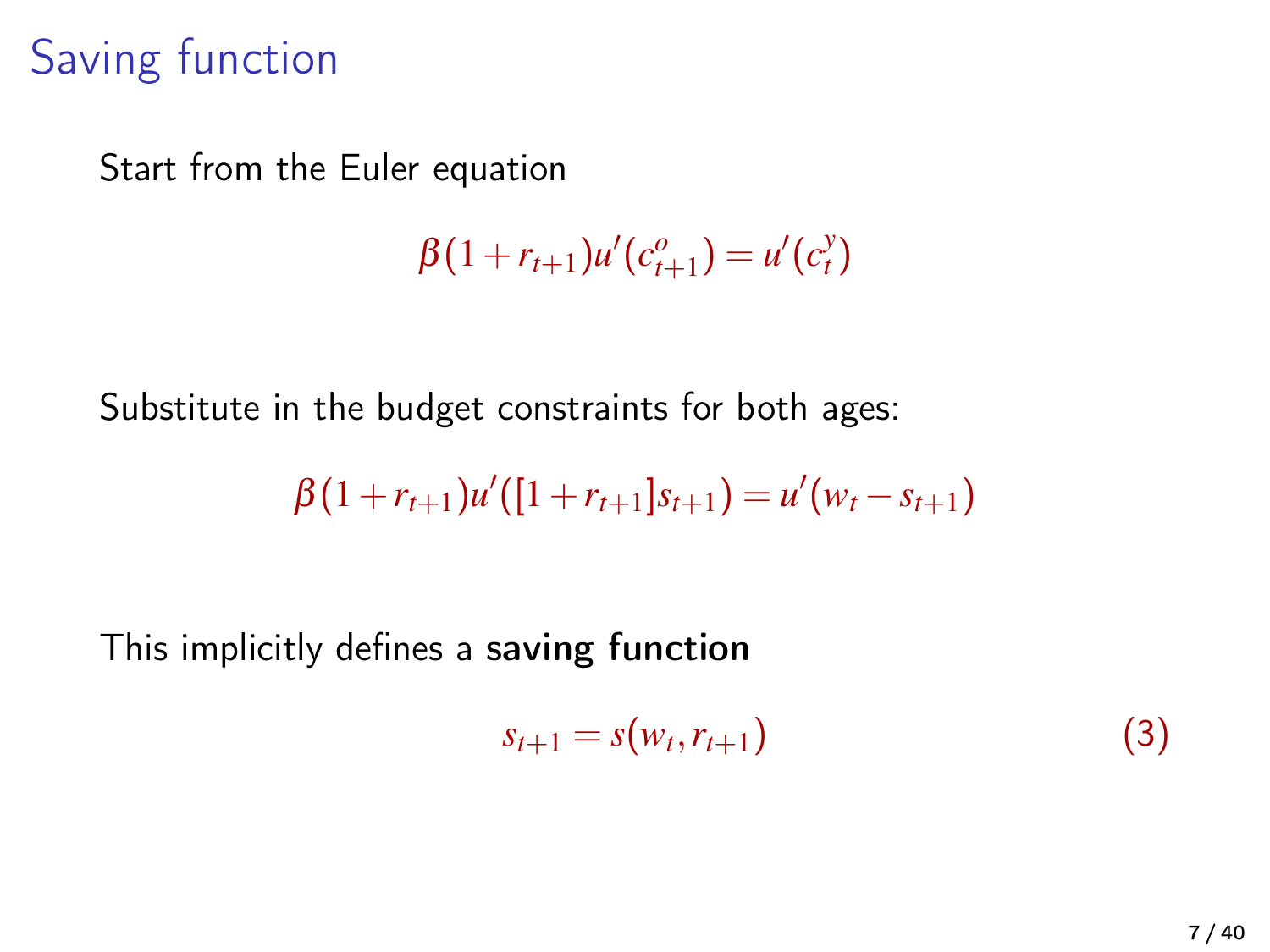# Saving function

Start from the Euler equation

$$\beta(1+r_{t+1})u'(c^{o}_{t+1}) = u'(c^{y}_{t})$$

Substitute in the budget constraints for both ages:

$$\beta(1+r_{t+1})u'([1+r_{t+1}]s_{t+1}) = u'(w_t - s_{t+1})$$

This implicitly defines a **saving function**

$$s_{t+1} = s(w_t, r_{t+1}) \tag{3}$$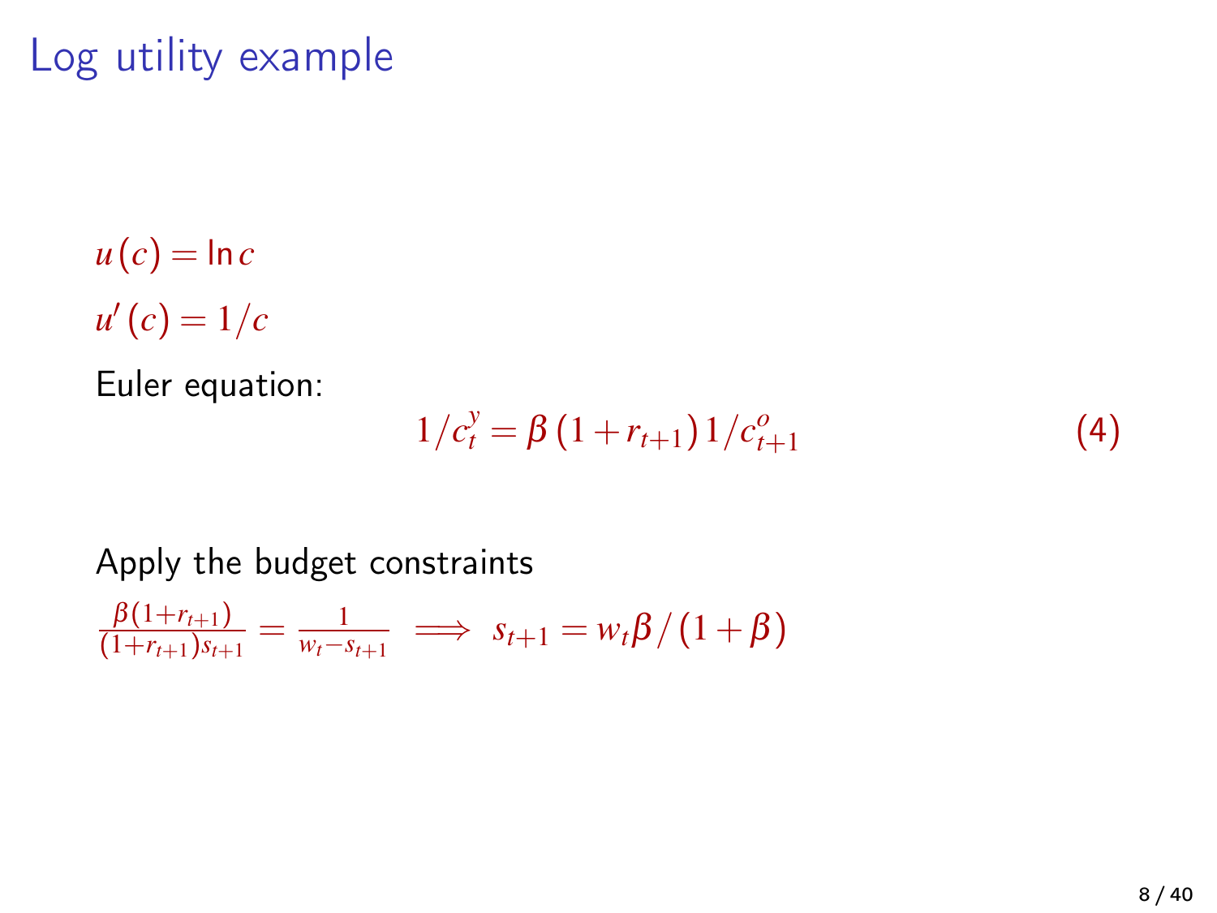# Log utility example

$u(c) = \ln c$

$u'(c) = 1/c$

Euler equation:

$$1/c_t^y = \beta (1 + r_{t+1}) 1/c_{t+1}^o \tag{4}$$

Apply the budget constraints

$\frac{\beta(1+r_{t+1})}{(1+r_{t+1})s_{t+1}} = \frac{1}{w_t - s_{t+1}} \implies s_{t+1} = w_t \beta / (1 + \beta)$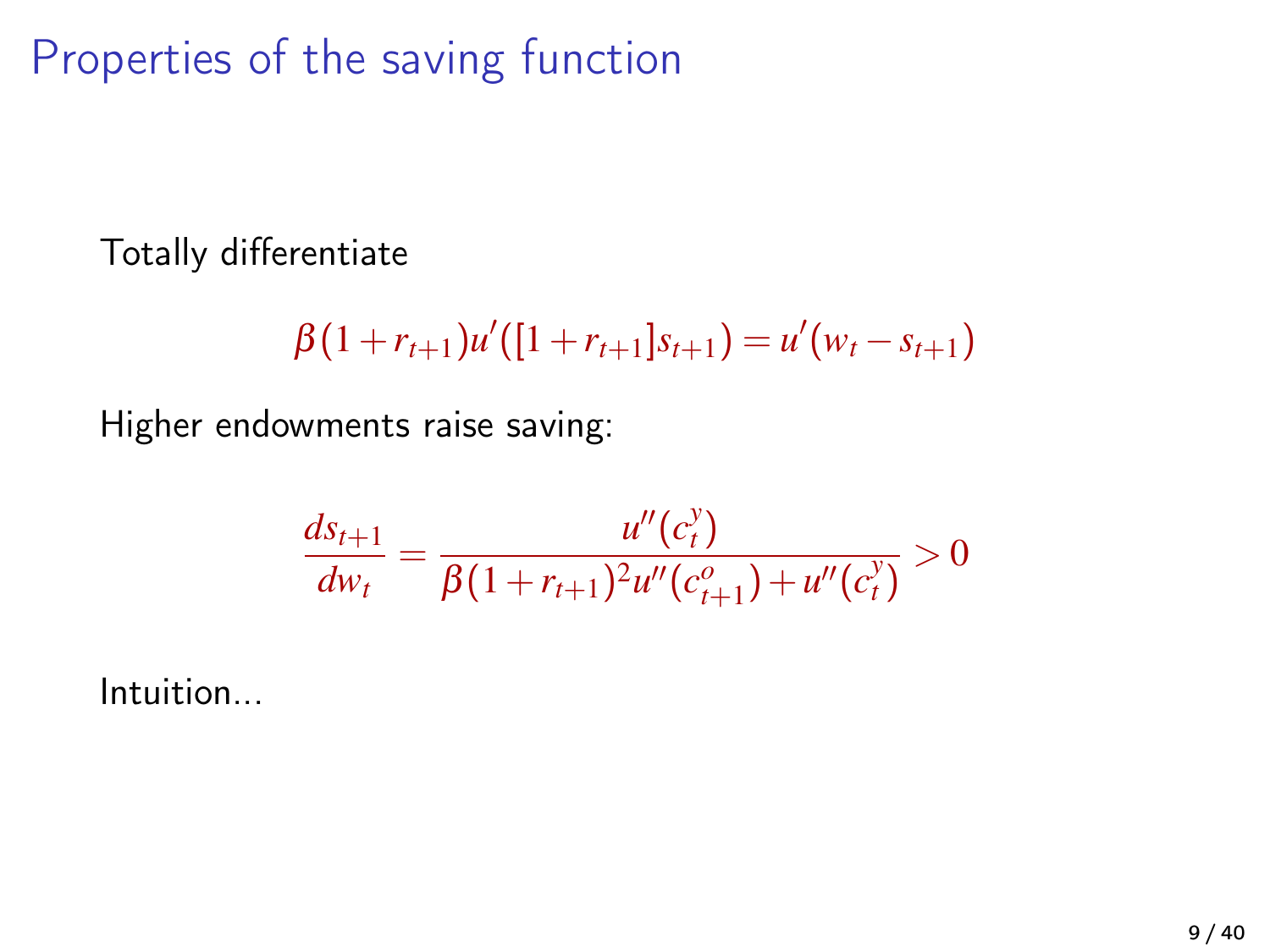# Properties of the saving function

Totally differentiate

$$\beta(1+r_{t+1})u'([1+r_{t+1}]s_{t+1}) = u'(w_t - s_{t+1})$$

Higher endowments raise saving:

$$\frac{ds_{t+1}}{dw_t} = \frac{u''(c_t^y)}{\beta(1+r_{t+1})^2 u''(c_{t+1}^o) + u''(c_t^y)} > 0$$

Intuition...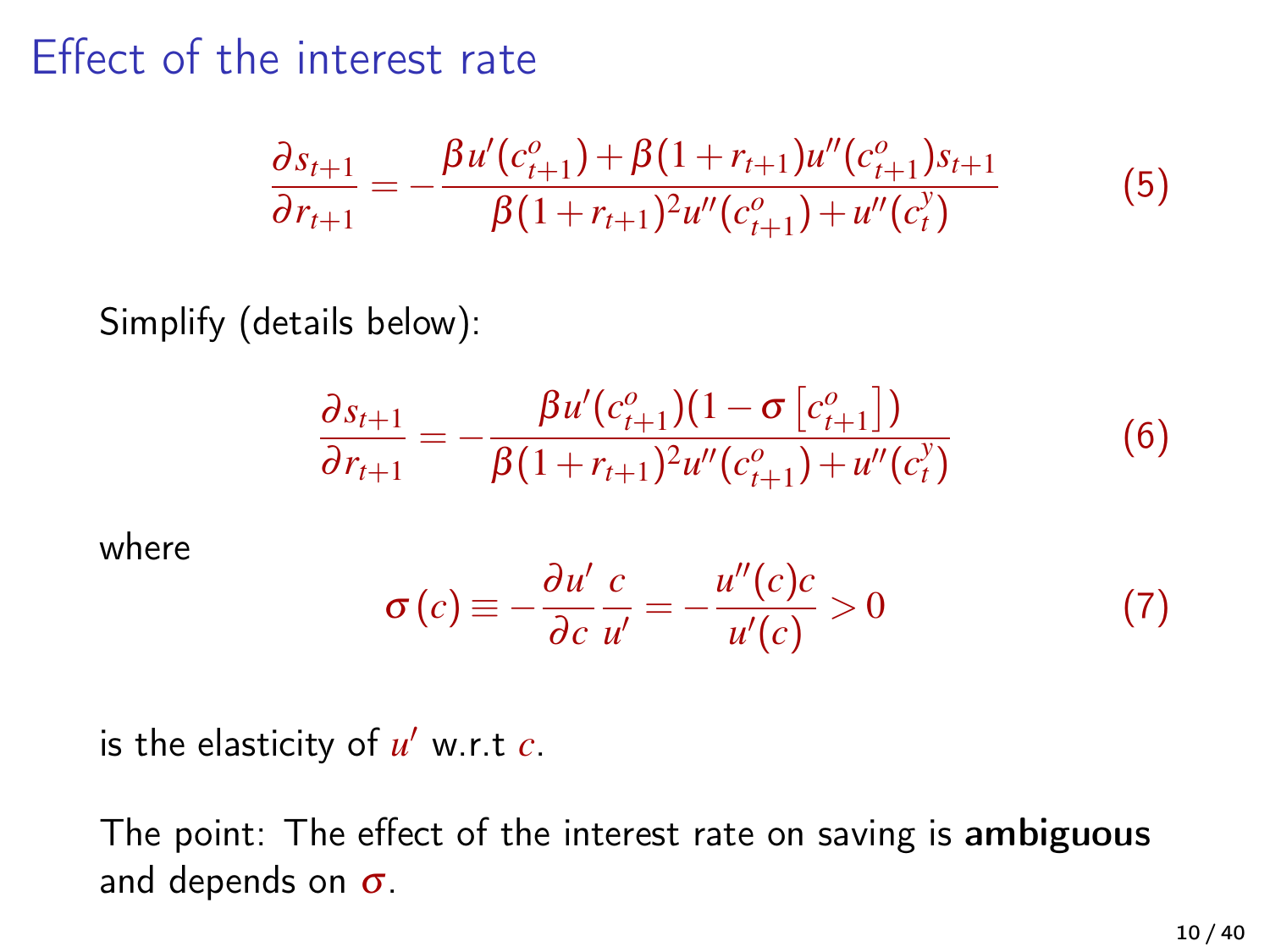# Effect of the interest rate

$$\frac{\partial s_{t+1}}{\partial r_{t+1}} = -\frac{\beta u'(c^o_{t+1}) + \beta(1+r_{t+1})u''(c^o_{t+1})s_{t+1}}{\beta(1+r_{t+1})^2 u''(c^o_{t+1}) + u''(c^y_t)} \tag{5}$$

Simplify (details below):

$$\frac{\partial s_{t+1}}{\partial r_{t+1}} = -\frac{\beta u'(c^o_{t+1})(1-\sigma\left[c^o_{t+1}\right])}{\beta(1+r_{t+1})^2 u''(c^o_{t+1}) + u''(c^y_t)} \tag{6}$$

where

$$\sigma(c) \equiv -\frac{\partial u'}{\partial c}\frac{c}{u'} = -\frac{u''(c)c}{u'(c)} > 0 \tag{7}$$

is the elasticity of $u'$ w.r.t $c$.

The point: The effect of the interest rate on saving is **ambiguous** and depends on $\sigma$.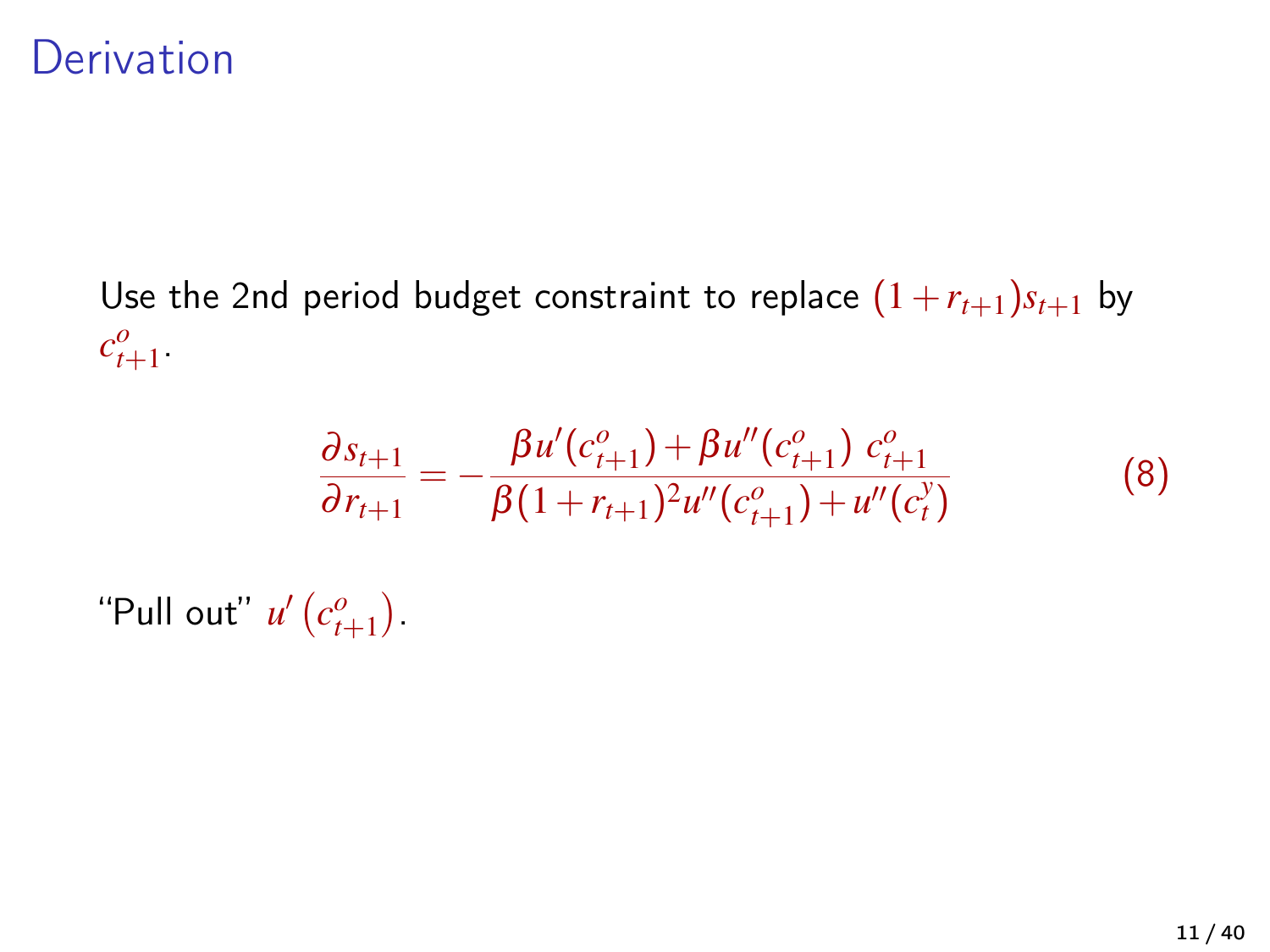# Derivation

Use the 2nd period budget constraint to replace $(1+r_{t+1})s_{t+1}$ by $c^o_{t+1}$.

$$\frac{\partial s_{t+1}}{\partial r_{t+1}} = -\frac{\beta u'(c^o_{t+1}) + \beta u''(c^o_{t+1})\ c^o_{t+1}}{\beta(1+r_{t+1})^2 u''(c^o_{t+1}) + u''(c^y_t)} \tag{8}$$

"Pull out" $u'\left(c^o_{t+1}\right)$.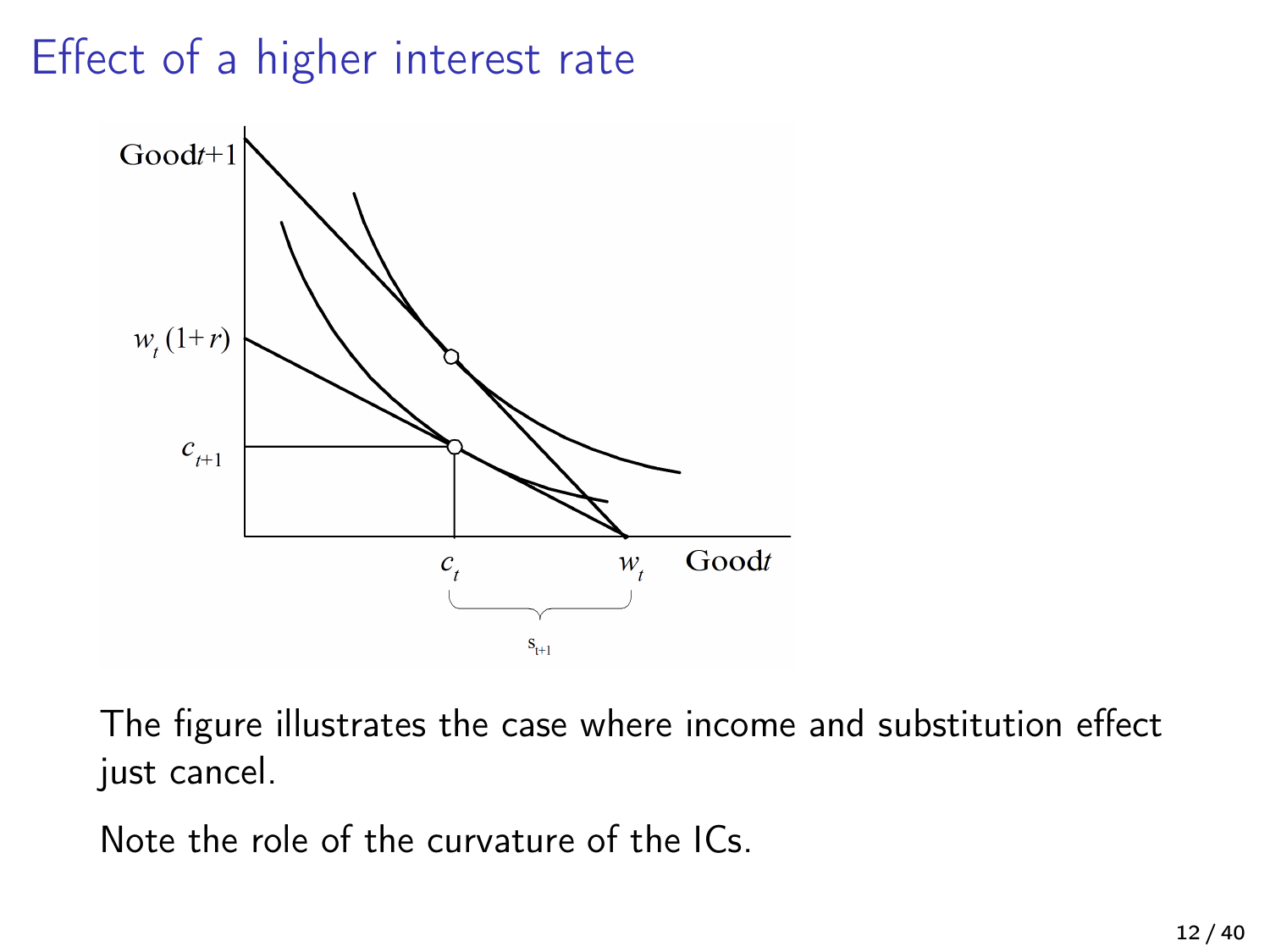# Effect of a higher interest rate

The figure illustrates the case where income and substitution effect just cancel.

Note the role of the curvature of the ICs.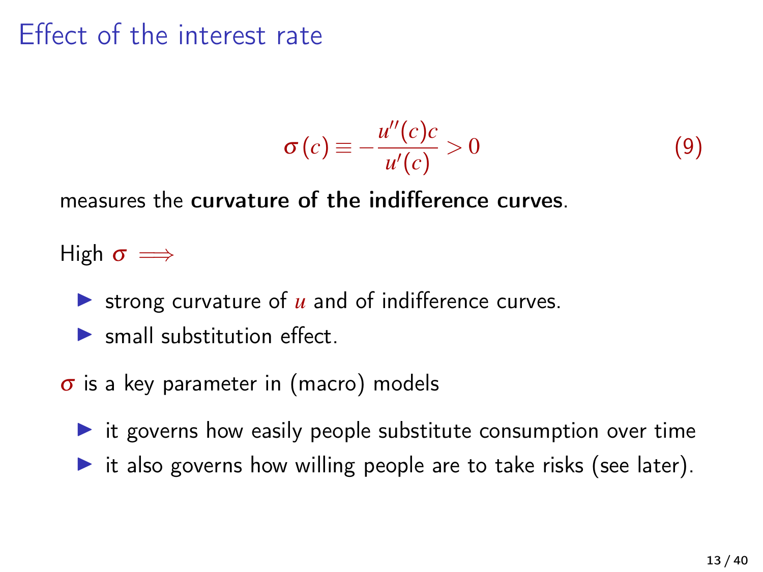# Effect of the interest rate

$$\sigma(c) \equiv -\frac{u''(c)c}{u'(c)} > 0 \tag{9}$$

measures the **curvature of the indifference curves**.

High $\sigma \implies$

- strong curvature of $u$ and of indifference curves.
- small substitution effect.

$\sigma$ is a key parameter in (macro) models

- it governs how easily people substitute consumption over time
- it also governs how willing people are to take risks (see later).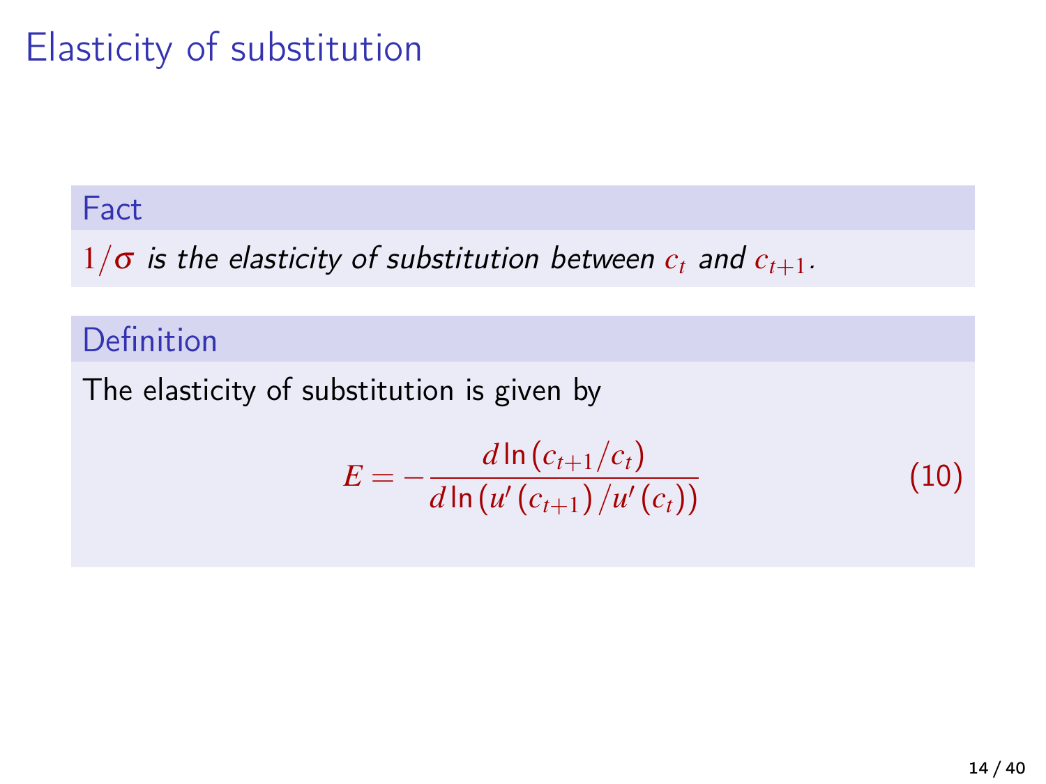# Elasticity of substitution

**Fact**

*$1/\sigma$ is the elasticity of substitution between $c_t$ and $c_{t+1}$.*

**Definition**

The elasticity of substitution is given by

$$E = -\frac{d \ln \left( c_{t+1}/c_t \right)}{d \ln \left( u' \left( c_{t+1} \right) / u' \left( c_t \right) \right)} \tag{10}$$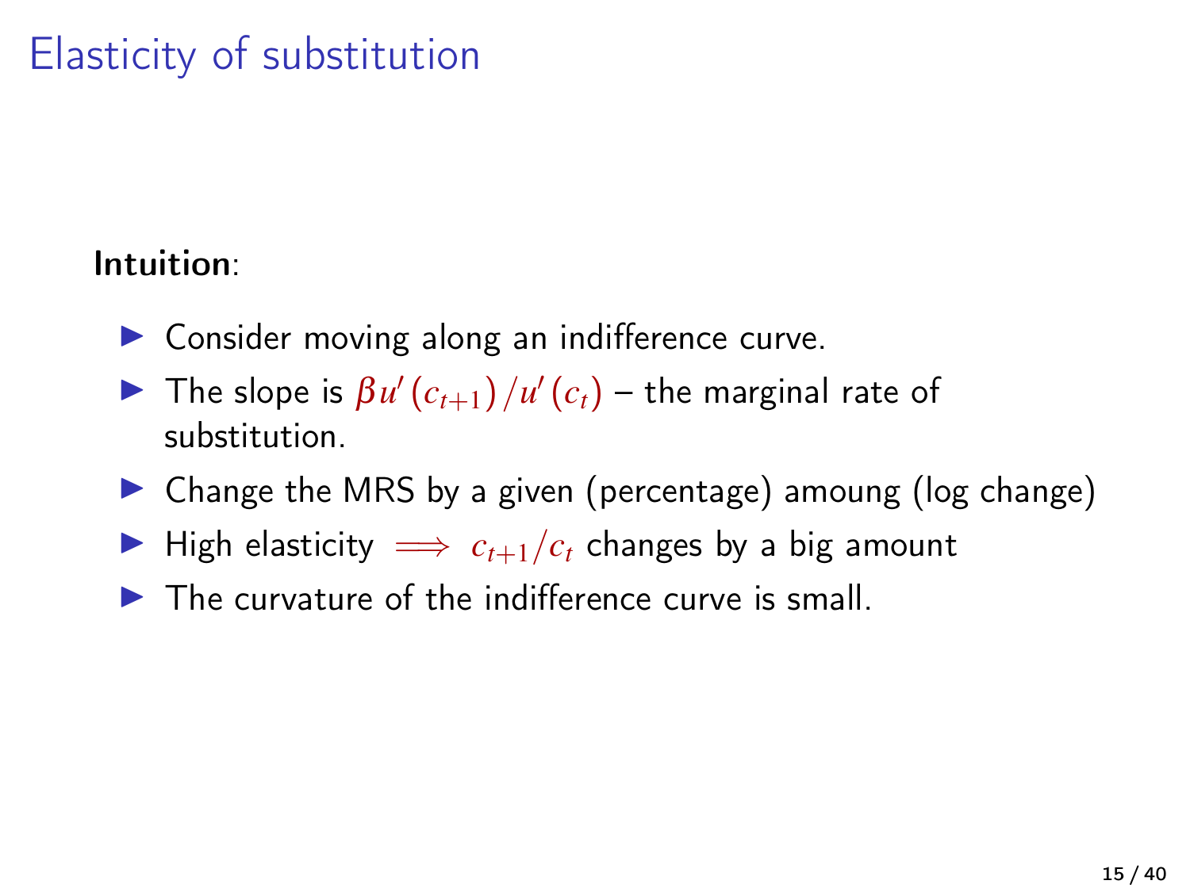# Elasticity of substitution

**Intuition**:

- Consider moving along an indifference curve.
- The slope is $\beta u'(c_{t+1})/u'(c_t)$ – the marginal rate of substitution.
- Change the MRS by a given (percentage) amoung (log change)
- High elasticity $\implies$ $c_{t+1}/c_t$ changes by a big amount
- The curvature of the indifference curve is small.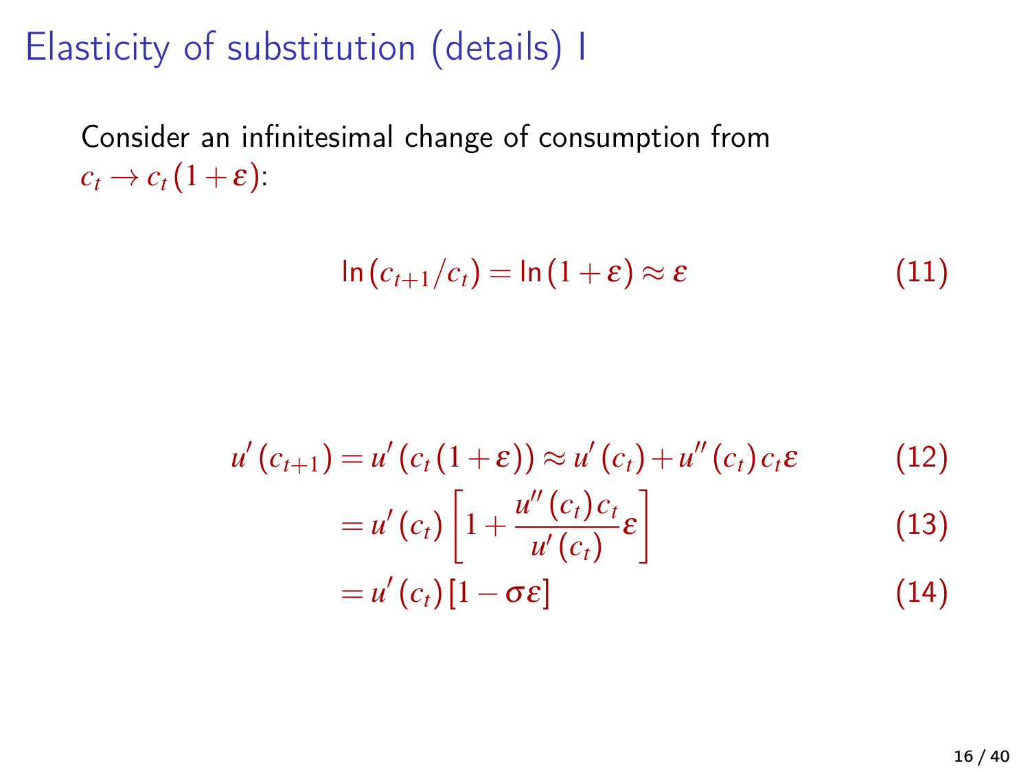# Elasticity of substitution (details) I

Consider an infinitesimal change of consumption from $c_t \to c_t(1+\varepsilon)$:

$$\ln(c_{t+1}/c_t) = \ln(1+\varepsilon) \approx \varepsilon \tag{11}$$

$$
\begin{aligned}
u'(c_{t+1}) &= u'(c_t(1+\varepsilon)) \approx u'(c_t) + u''(c_t)c_t\varepsilon && (12)\\
&= u'(c_t)\left[1 + \frac{u''(c_t)c_t}{u'(c_t)}\varepsilon\right] && (13)\\
&= u'(c_t)[1 - \sigma\varepsilon] && (14)
\end{aligned}
$$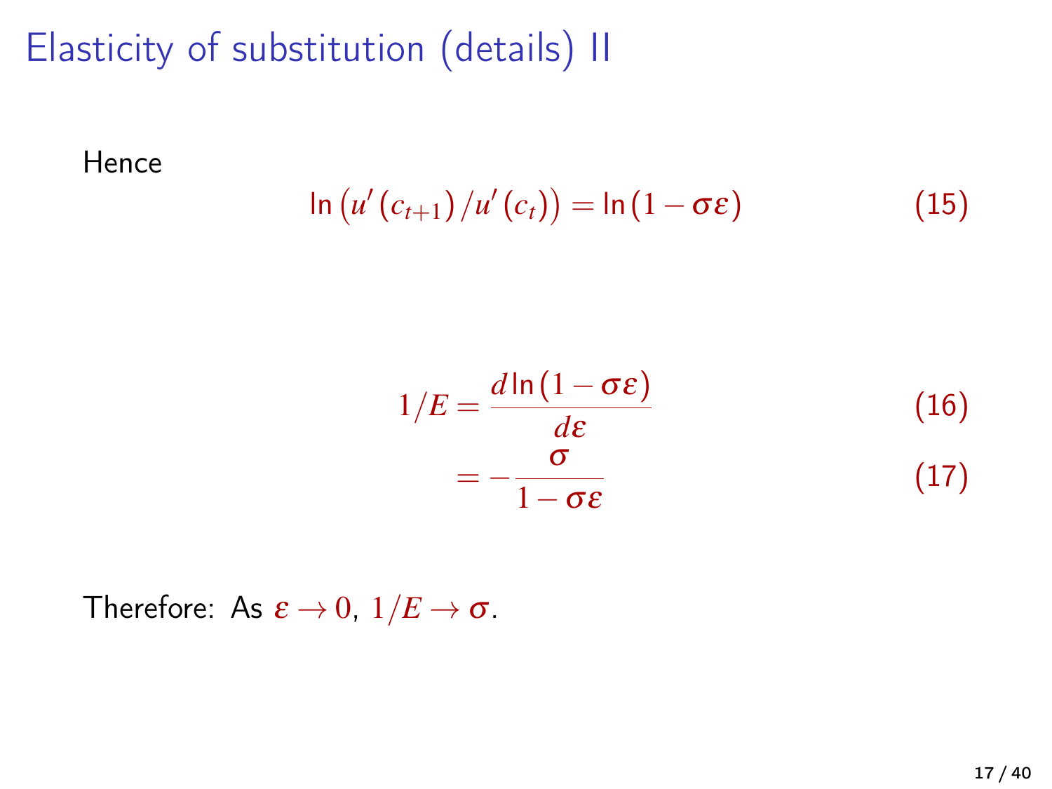# Elasticity of substitution (details) II

Hence

$$\ln\left(u'\left(c_{t+1}\right)/u'\left(c_t\right)\right) = \ln\left(1 - \sigma\varepsilon\right) \tag{15}$$

$$1/E = \frac{d\ln\left(1-\sigma\varepsilon\right)}{d\varepsilon} \tag{16}$$

$$= -\frac{\sigma}{1-\sigma\varepsilon} \tag{17}$$

Therefore: As $\varepsilon \to 0$, $1/E \to \sigma$.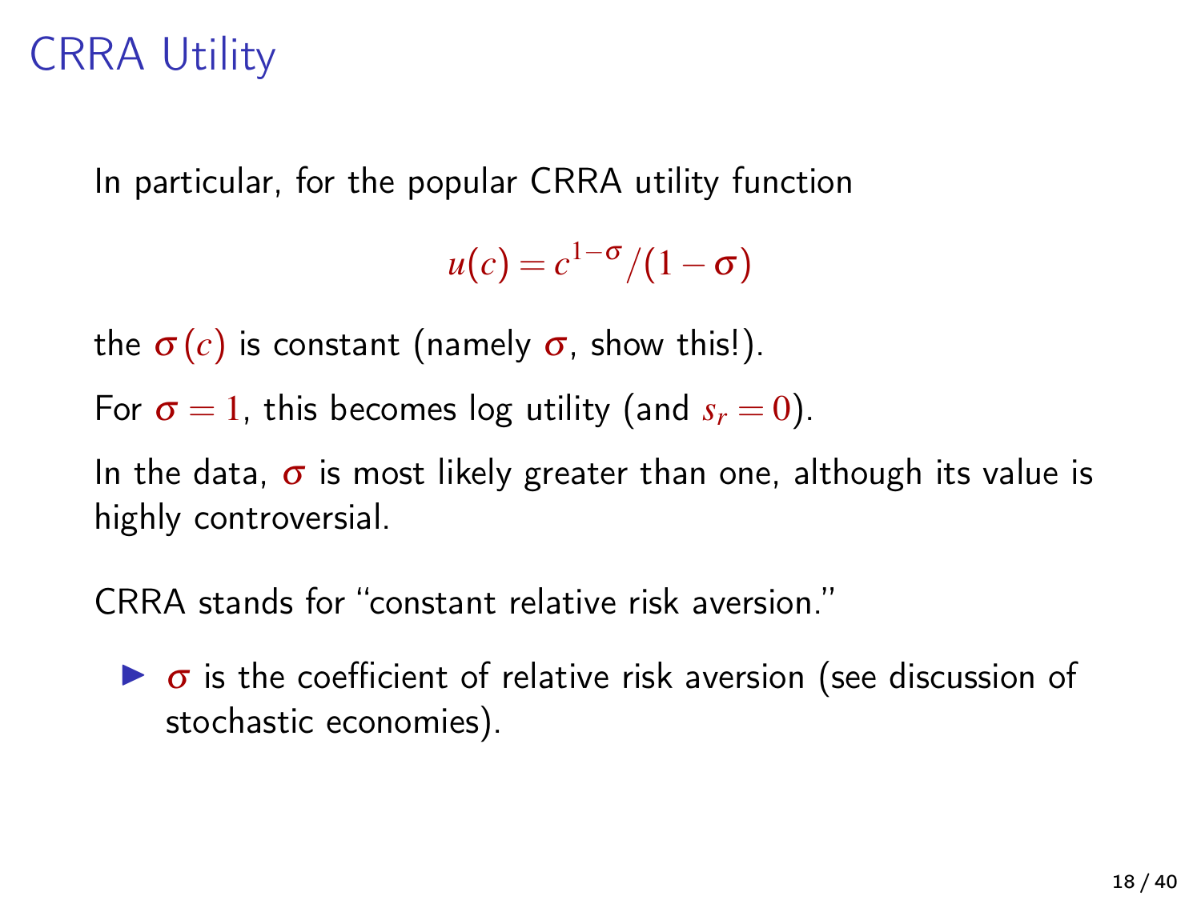# CRRA Utility

In particular, for the popular CRRA utility function

$$u(c) = c^{1-\sigma}/(1-\sigma)$$

the $\sigma(c)$ is constant (namely $\sigma$, show this!).

For $\sigma = 1$, this becomes log utility (and $s_r = 0$).

In the data, $\sigma$ is most likely greater than one, although its value is highly controversial.

CRRA stands for "constant relative risk aversion."

- $\sigma$ is the coefficient of relative risk aversion (see discussion of stochastic economies).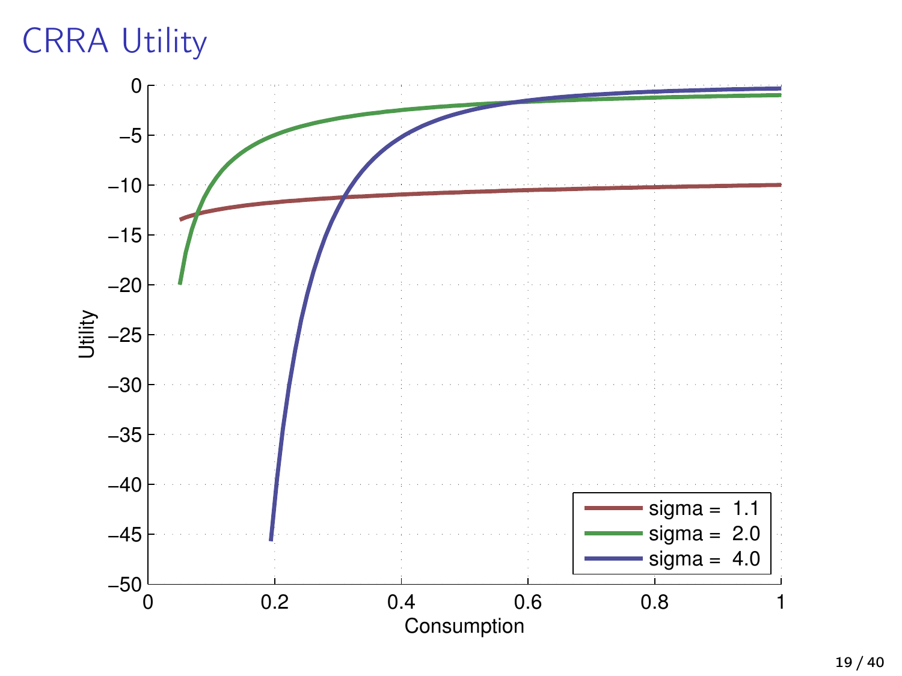# CRRA Utility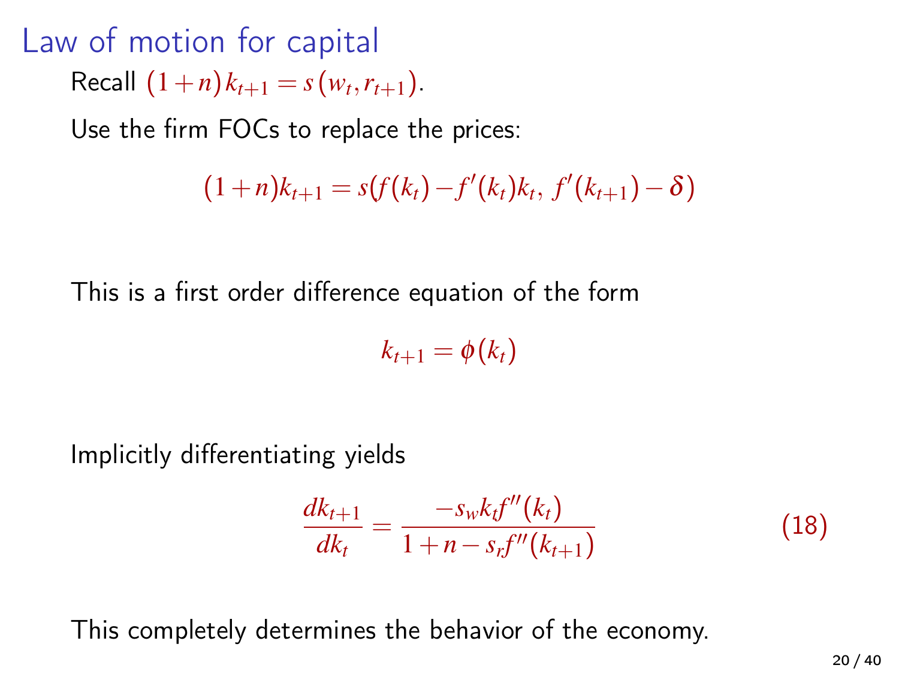# Law of motion for capital

Recall $(1+n)k_{t+1} = s(w_t, r_{t+1})$.

Use the firm FOCs to replace the prices:

$$(1+n)k_{t+1} = s(f(k_t) - f'(k_t)k_t,\, f'(k_{t+1}) - \delta)$$

This is a first order difference equation of the form

$$k_{t+1} = \phi(k_t)$$

Implicitly differentiating yields

$$\frac{dk_{t+1}}{dk_t} = \frac{-s_w k_t f''(k_t)}{1+n-s_r f''(k_{t+1})} \tag{18}$$

This completely determines the behavior of the economy.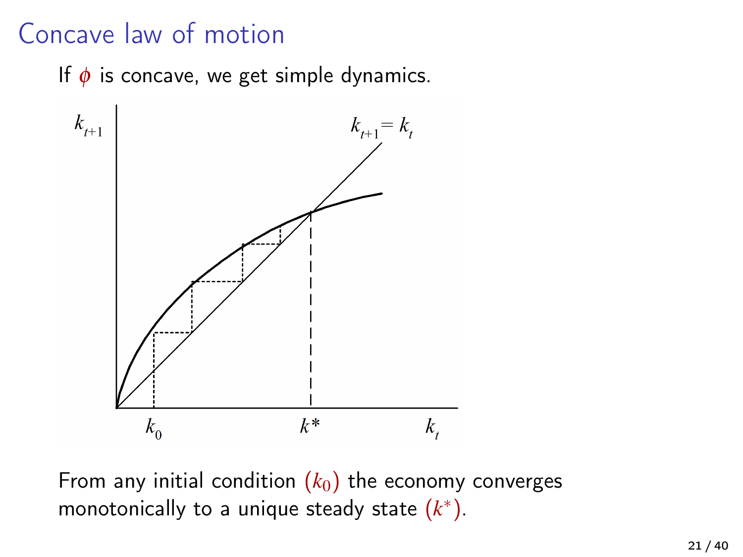# Concave law of motion

If $\phi$ is concave, we get simple dynamics.

From any initial condition $(k_0)$ the economy converges monotonically to a unique steady state $(k^*)$.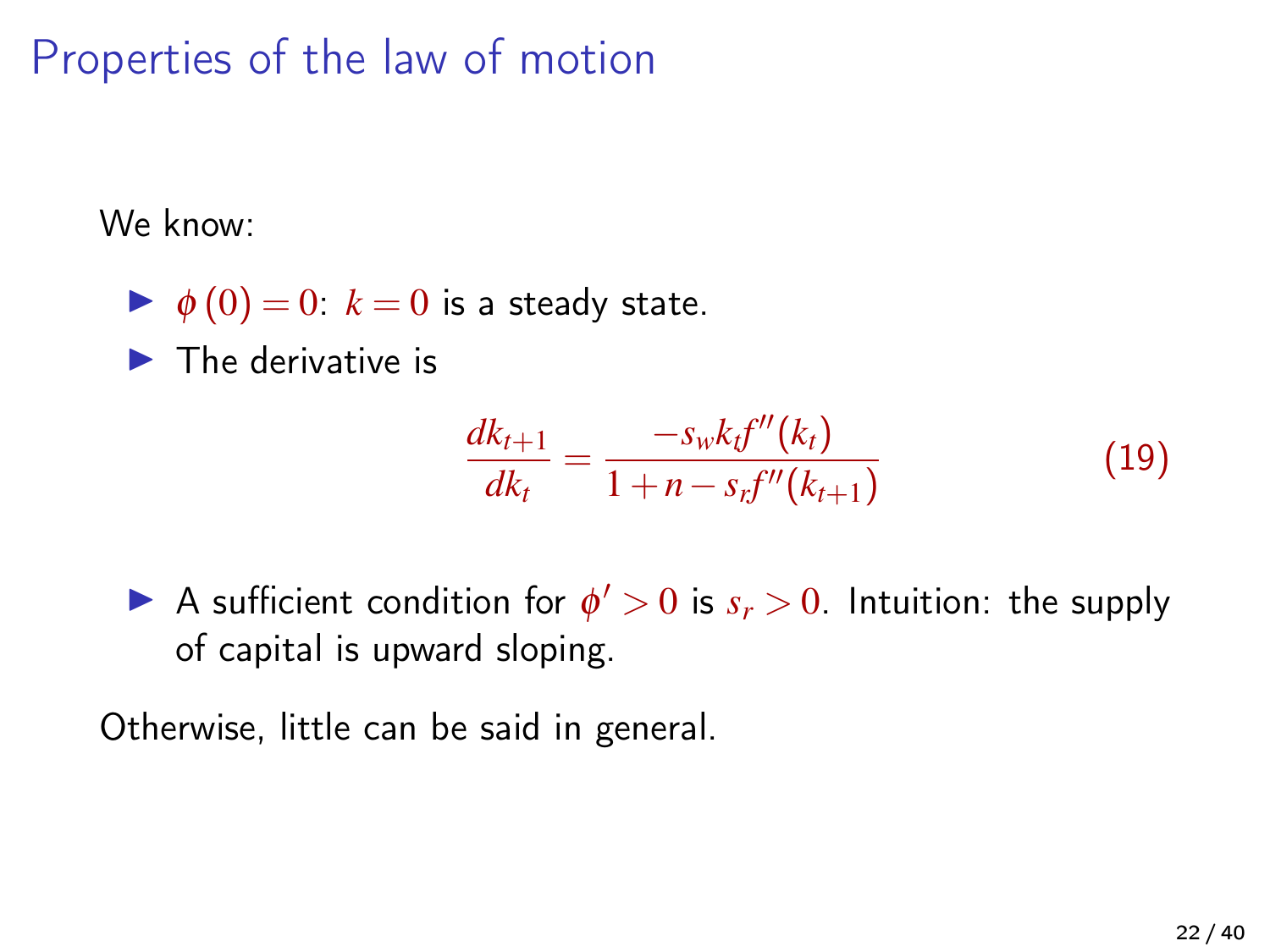# Properties of the law of motion

We know:

- $\phi(0) = 0$: $k = 0$ is a steady state.
- The derivative is

$$\frac{dk_{t+1}}{dk_t} = \frac{-s_w k_t f''(k_t)}{1 + n - s_r f''(k_{t+1})} \tag{19}$$

- A sufficient condition for $\phi' > 0$ is $s_r > 0$. Intuition: the supply of capital is upward sloping.

Otherwise, little can be said in general.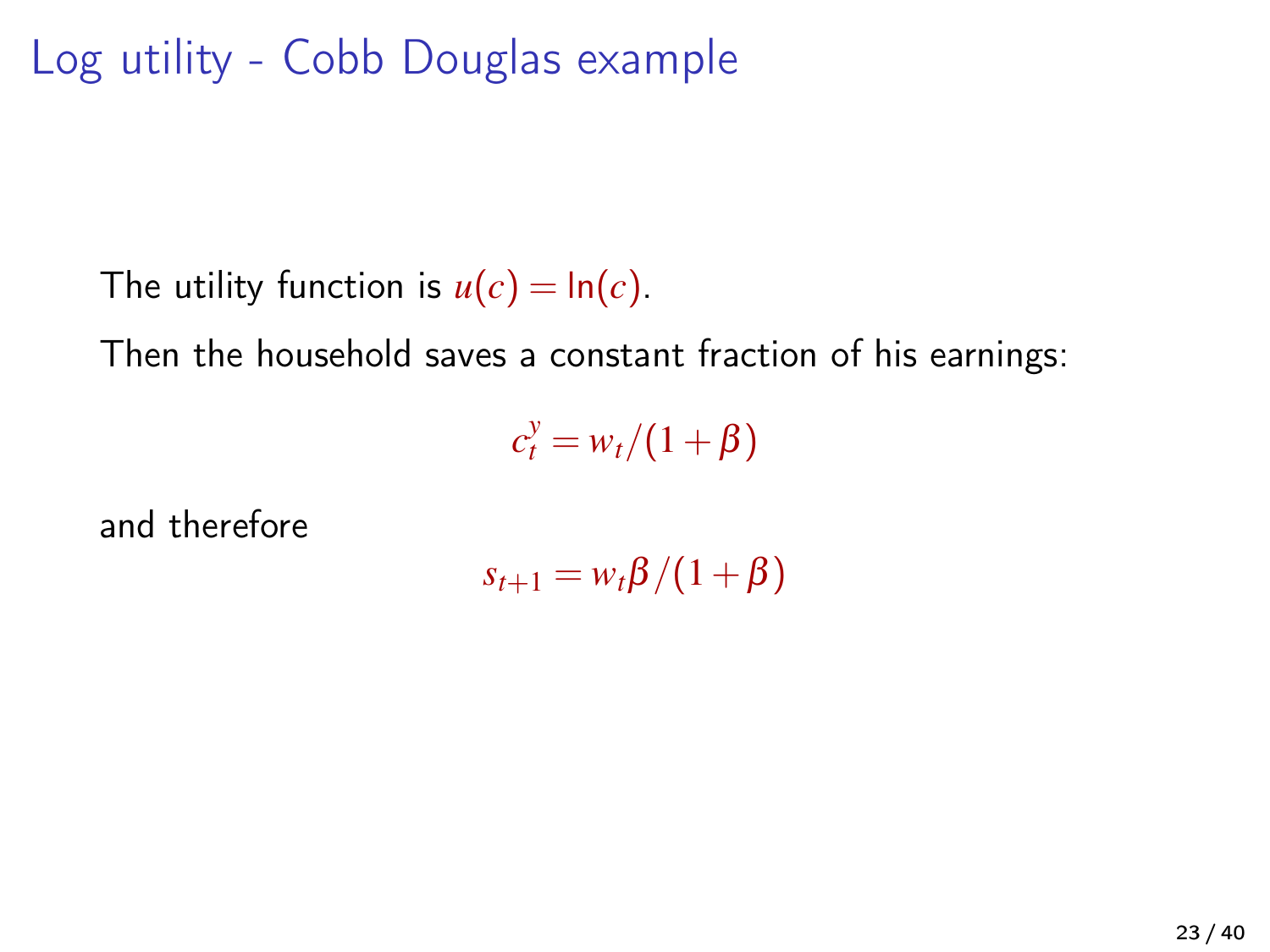# Log utility - Cobb Douglas example

The utility function is $u(c) = \ln(c)$.

Then the household saves a constant fraction of his earnings:

$$c_t^y = w_t/(1+\beta)$$

and therefore

$$s_{t+1} = w_t\beta/(1+\beta)$$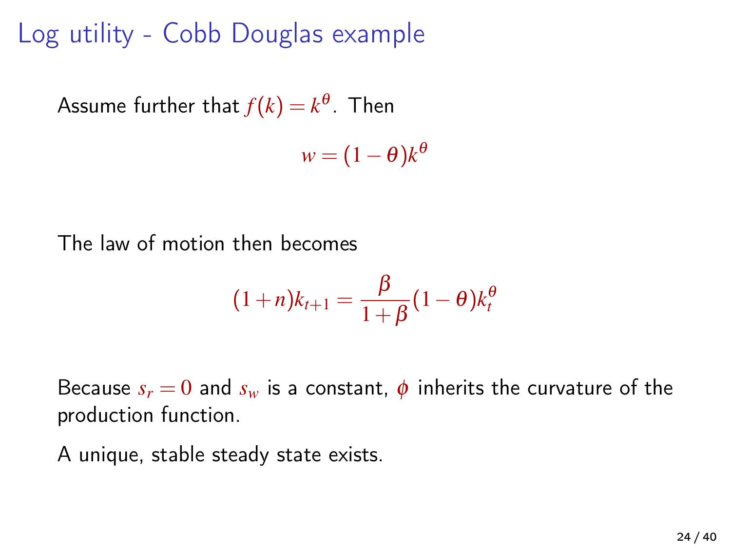# Log utility - Cobb Douglas example

Assume further that $f(k) = k^{\theta}$. Then

$$w = (1-\theta)k^{\theta}$$

The law of motion then becomes

$$(1+n)k_{t+1} = \frac{\beta}{1+\beta}(1-\theta)k_t^{\theta}$$

Because $s_r = 0$ and $s_w$ is a constant, $\phi$ inherits the curvature of the production function.

A unique, stable steady state exists.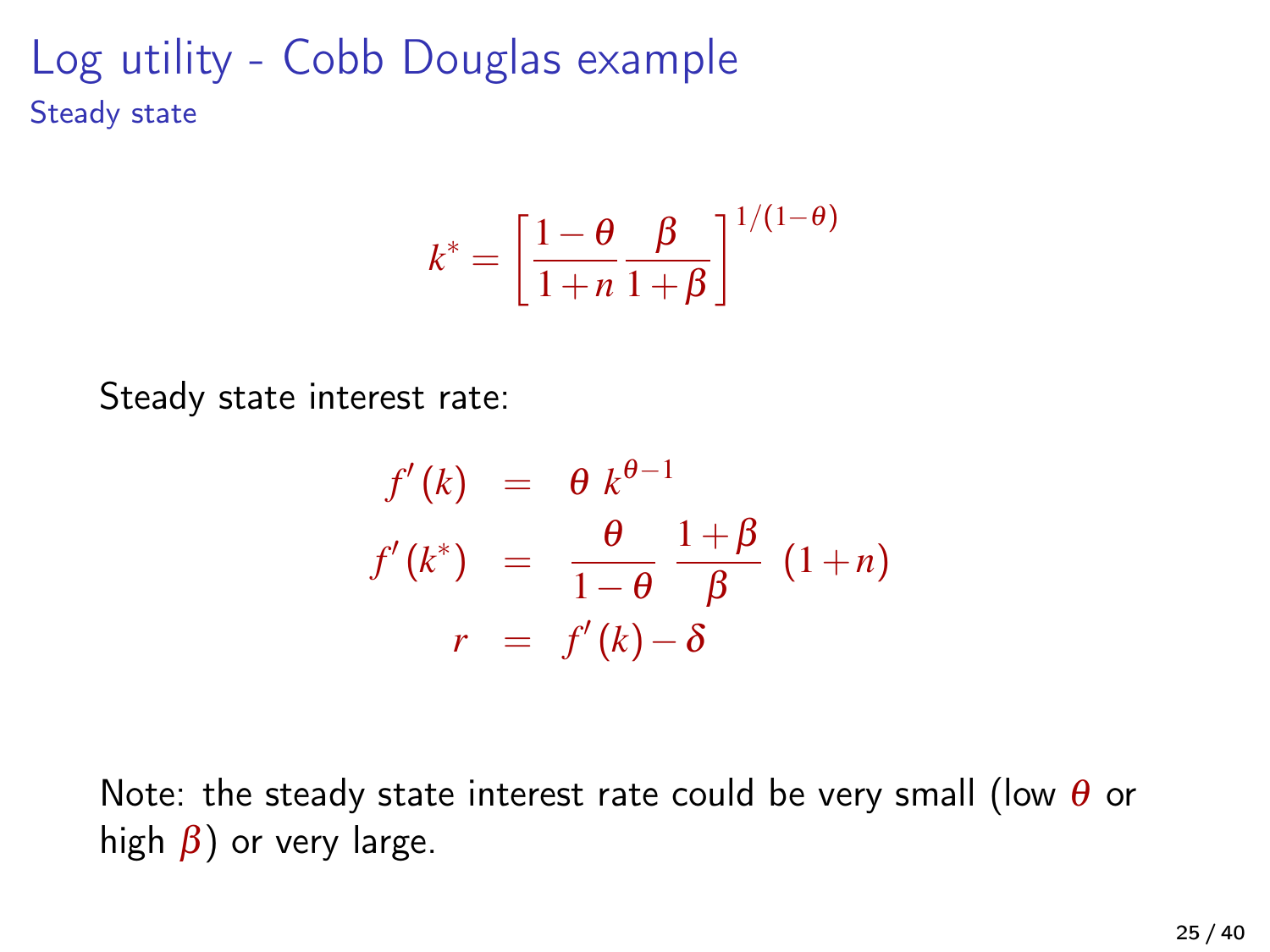# Log utility - Cobb Douglas example

## Steady state

$$k^* = \left[ \frac{1-\theta}{1+n} \frac{\beta}{1+\beta} \right]^{1/(1-\theta)}$$

Steady state interest rate:

$$\begin{aligned}
f'(k) &= \theta \, k^{\theta - 1} \\
f'(k^*) &= \frac{\theta}{1-\theta} \, \frac{1+\beta}{\beta} \, (1+n) \\
r &= f'(k) - \delta
\end{aligned}$$

Note: the steady state interest rate could be very small (low $\theta$ or high $\beta$) or very large.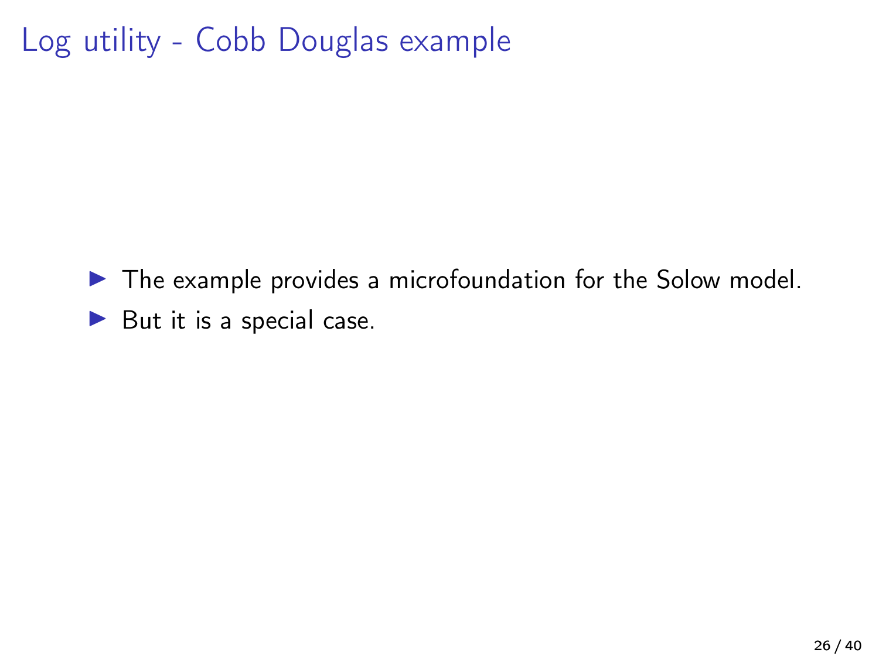# Log utility - Cobb Douglas example

- The example provides a microfoundation for the Solow model.
- But it is a special case.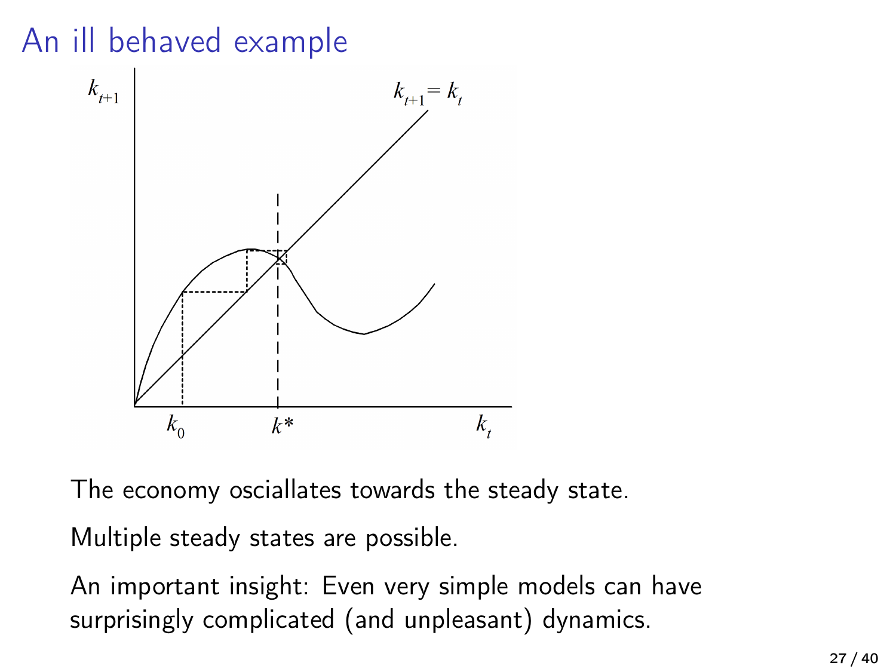# An ill behaved example

The economy osciallates towards the steady state.

Multiple steady states are possible.

An important insight: Even very simple models can have surprisingly complicated (and unpleasant) dynamics.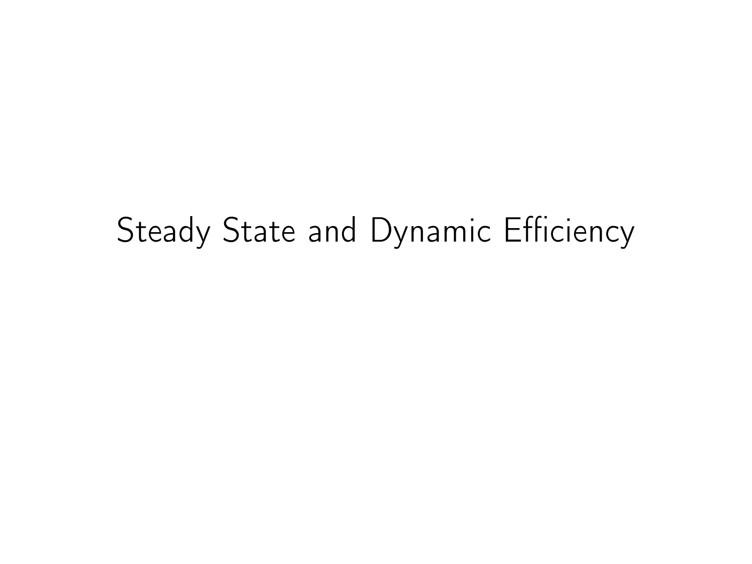# Steady State and Dynamic Efficiency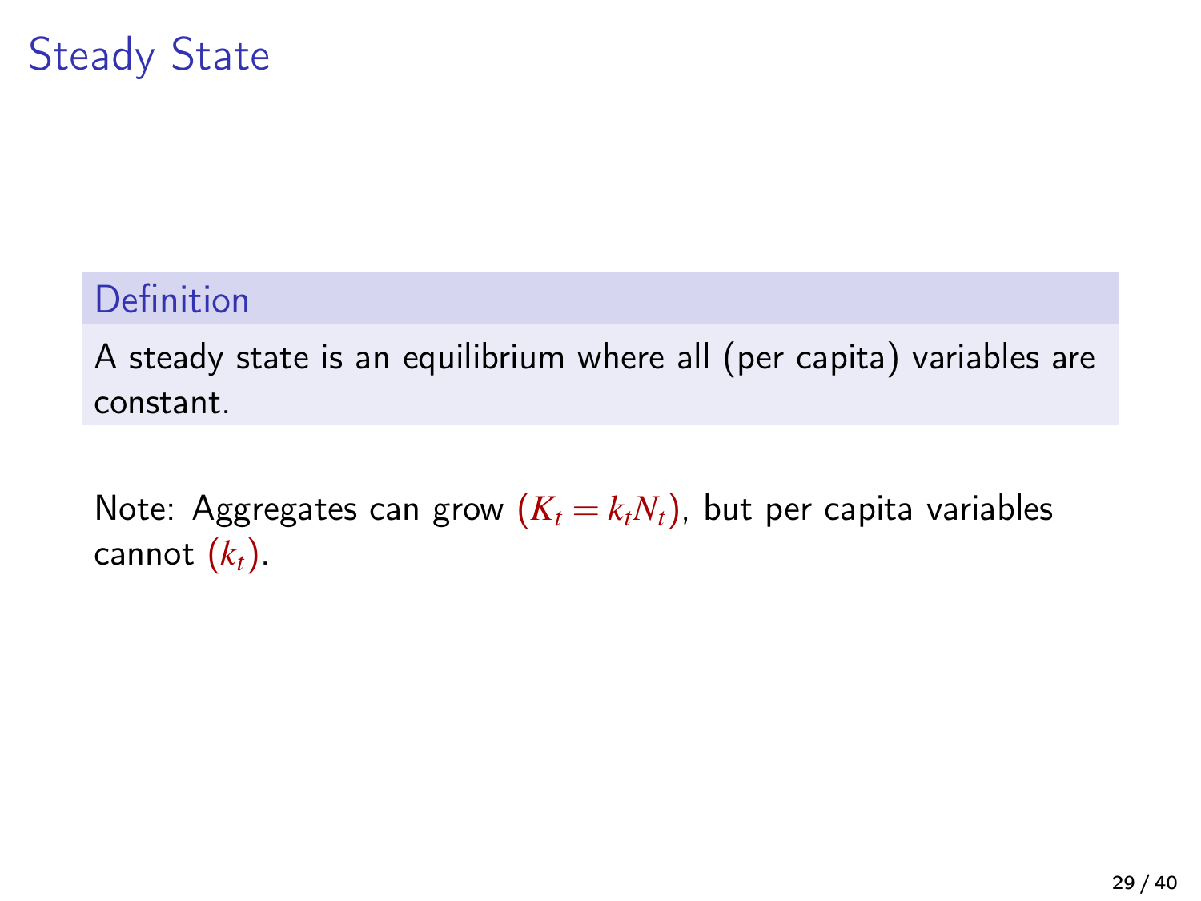# Steady State

**Definition**

A steady state is an equilibrium where all (per capita) variables are constant.

Note: Aggregates can grow $(K_t = k_t N_t)$, but per capita variables cannot $(k_t)$.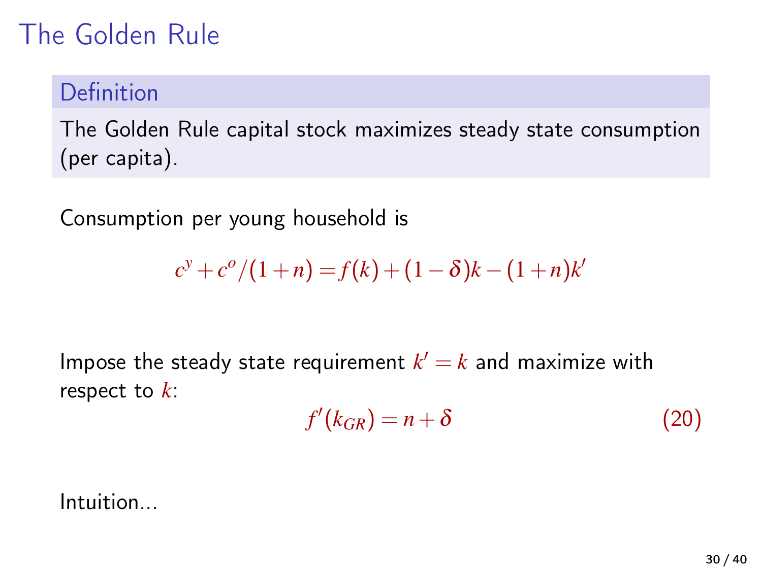# The Golden Rule

**Definition**

The Golden Rule capital stock maximizes steady state consumption (per capita).

Consumption per young household is

$$c^y + c^o/(1+n) = f(k) + (1-\delta)k - (1+n)k'$$

Impose the steady state requirement $k' = k$ and maximize with respect to $k$:

$$f'(k_{GR}) = n + \delta \tag{20}$$

Intuition...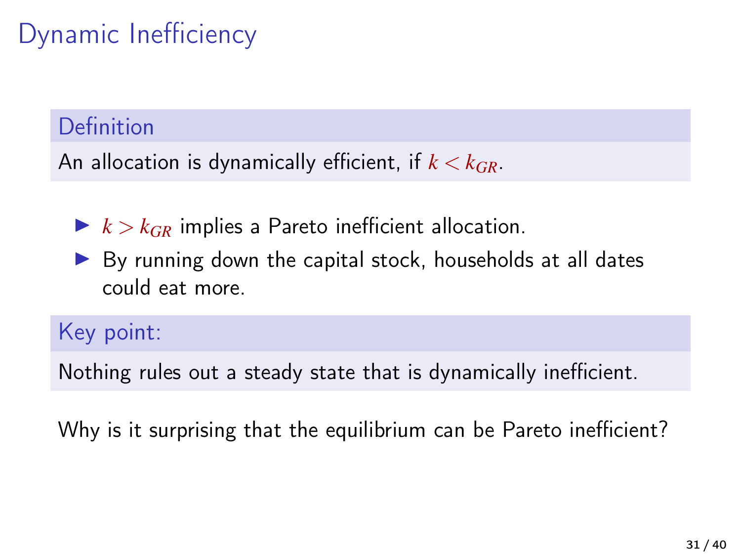# Dynamic Inefficiency

**Definition**

An allocation is dynamically efficient, if $k < k_{GR}$.

- $k > k_{GR}$ implies a Pareto inefficient allocation.
- By running down the capital stock, households at all dates could eat more.

**Key point:**

Nothing rules out a steady state that is dynamically inefficient.

Why is it surprising that the equilibrium can be Pareto inefficient?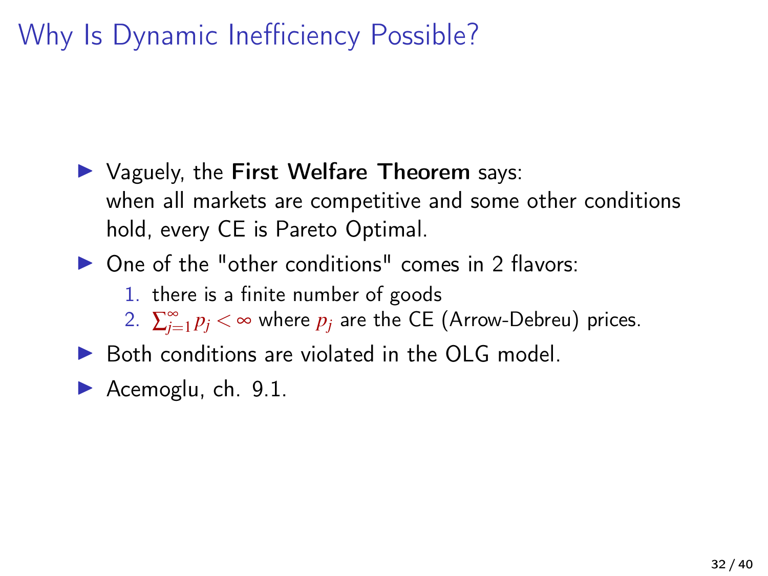# Why Is Dynamic Inefficiency Possible?

- Vaguely, the **First Welfare Theorem** says:
  when all markets are competitive and some other conditions hold, every CE is Pareto Optimal.
- One of the "other conditions" comes in 2 flavors:
  1. there is a finite number of goods
  2. $\sum_{j=1}^{\infty} p_j < \infty$ where $p_j$ are the CE (Arrow-Debreu) prices.
- Both conditions are violated in the OLG model.
- Acemoglu, ch. 9.1.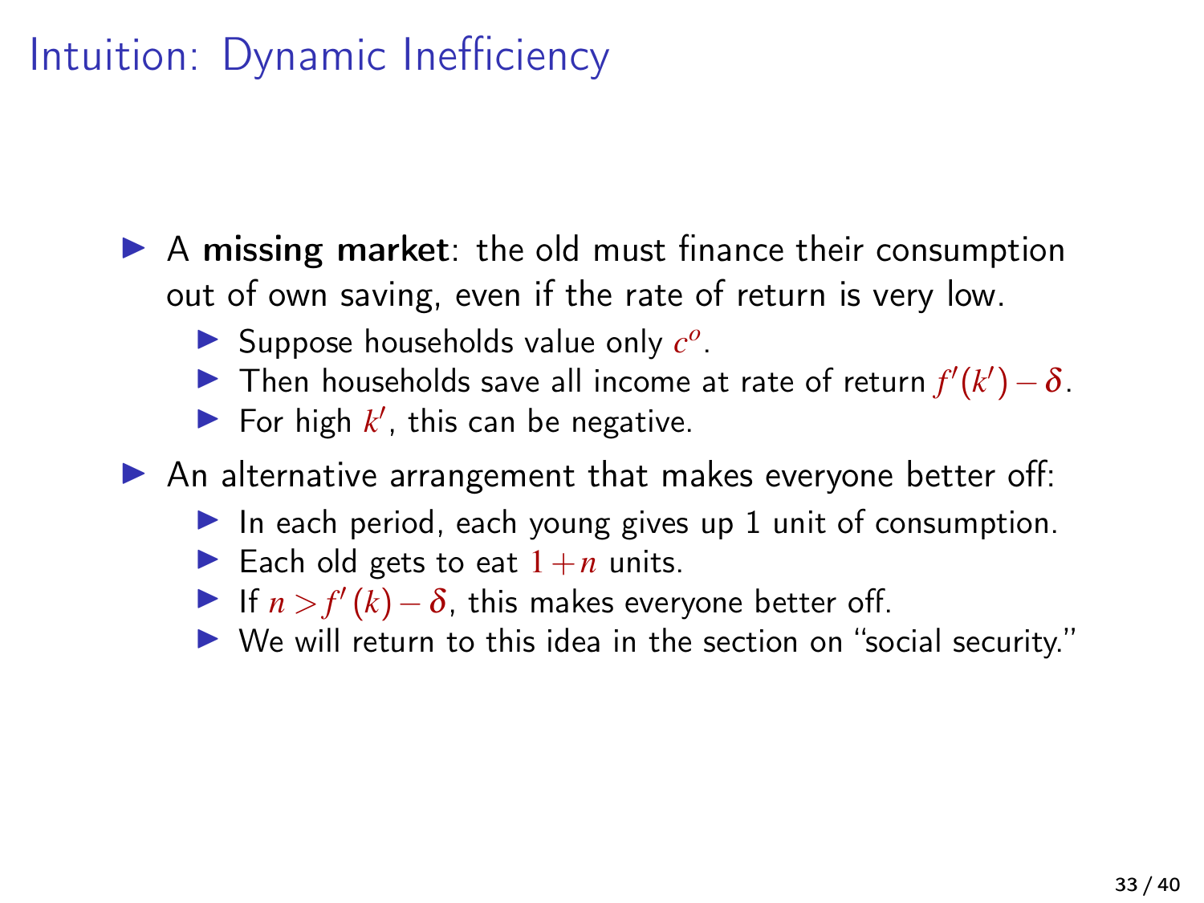# Intuition: Dynamic Inefficiency

- A **missing market**: the old must finance their consumption out of own saving, even if the rate of return is very low.
  - Suppose households value only $c^o$.
  - Then households save all income at rate of return $f'(k') - \delta$.
  - For high $k'$, this can be negative.
- An alternative arrangement that makes everyone better off:
  - In each period, each young gives up 1 unit of consumption.
  - Each old gets to eat $1 + n$ units.
  - If $n > f'(k) - \delta$, this makes everyone better off.
  - We will return to this idea in the section on "social security."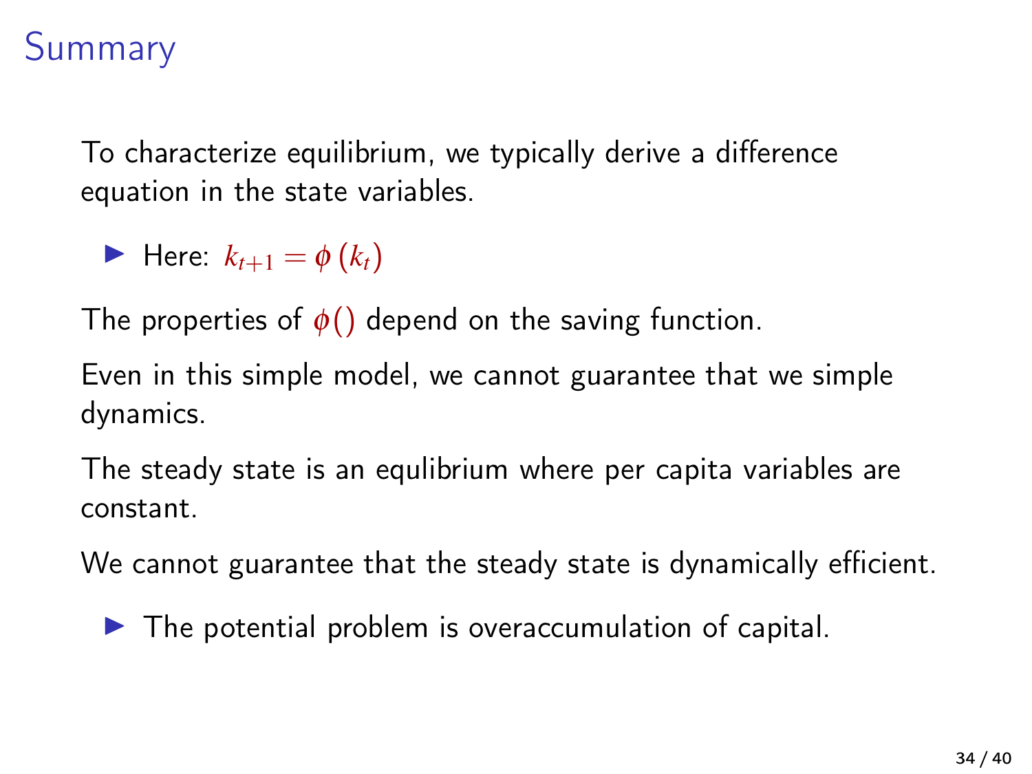# Summary

To characterize equilibrium, we typically derive a difference equation in the state variables.

- Here: $k_{t+1} = \phi(k_t)$

The properties of $\phi()$ depend on the saving function.

Even in this simple model, we cannot guarantee that we simple dynamics.

The steady state is an equlibrium where per capita variables are constant.

We cannot guarantee that the steady state is dynamically efficient.

- The potential problem is overaccumulation of capital.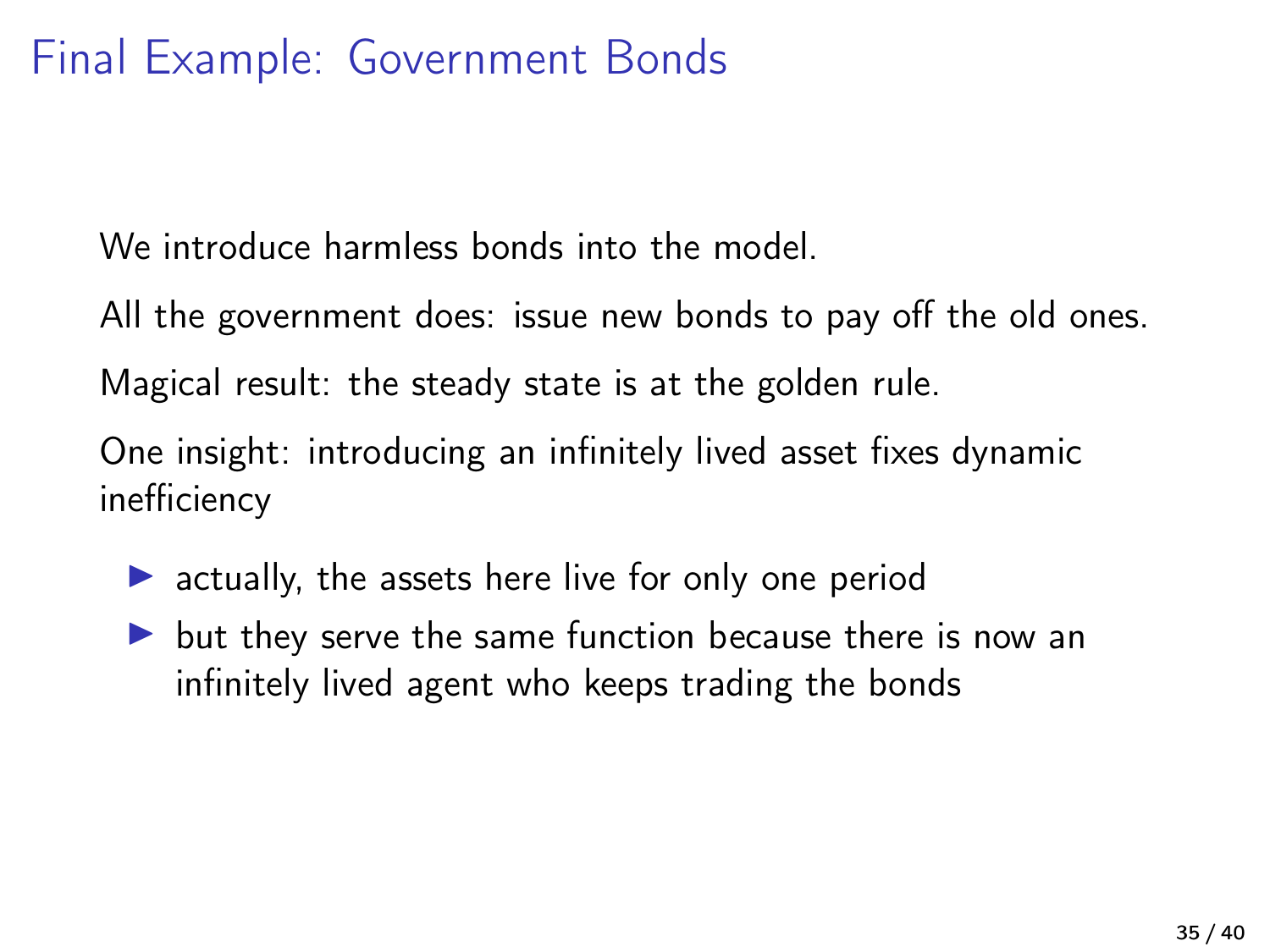# Final Example: Government Bonds

We introduce harmless bonds into the model.

All the government does: issue new bonds to pay off the old ones.

Magical result: the steady state is at the golden rule.

One insight: introducing an infinitely lived asset fixes dynamic inefficiency

- actually, the assets here live for only one period
- but they serve the same function because there is now an infinitely lived agent who keeps trading the bonds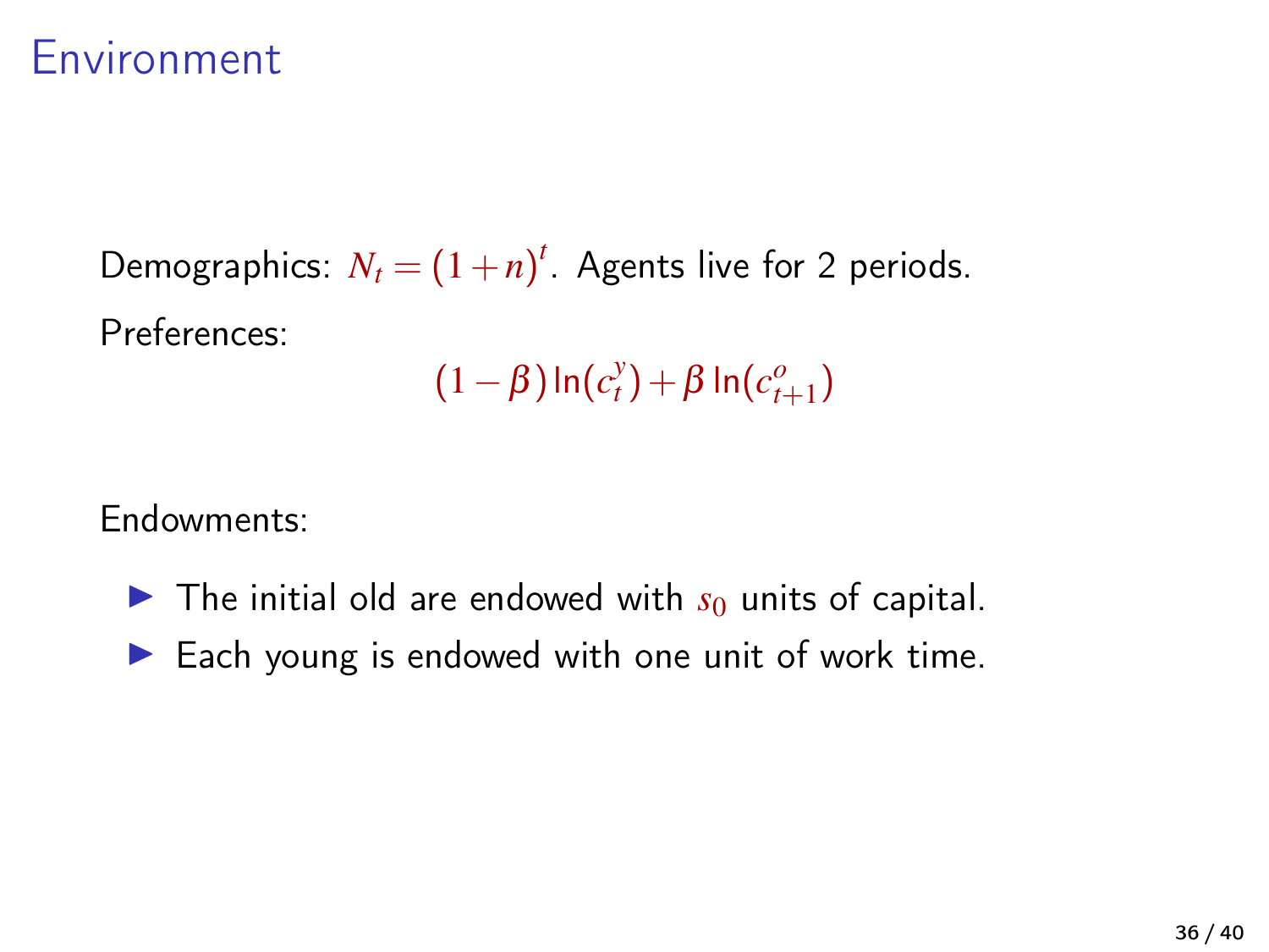# Environment

Demographics: $N_t = (1+n)^t$. Agents live for 2 periods.

Preferences:

$$(1-\beta)\ln(c_t^y) + \beta \ln(c_{t+1}^o)$$

Endowments:

- The initial old are endowed with $s_0$ units of capital.
- Each young is endowed with one unit of work time.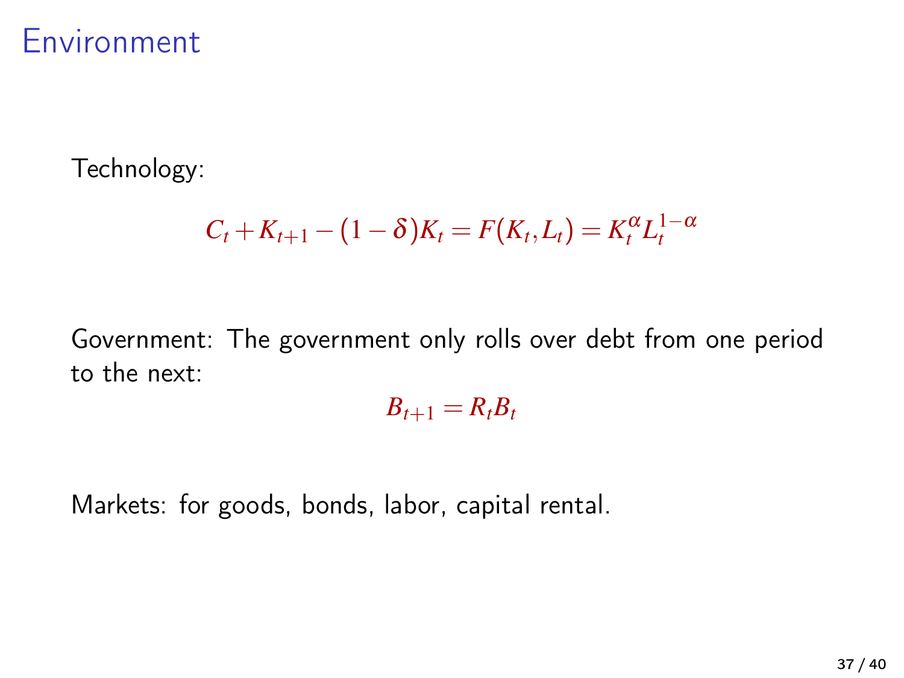# Environment

Technology:

$$C_t + K_{t+1} - (1 - \delta)K_t = F(K_t, L_t) = K_t^{\alpha} L_t^{1-\alpha}$$

Government: The government only rolls over debt from one period to the next:

$$B_{t+1} = R_t B_t$$

Markets: for goods, bonds, labor, capital rental.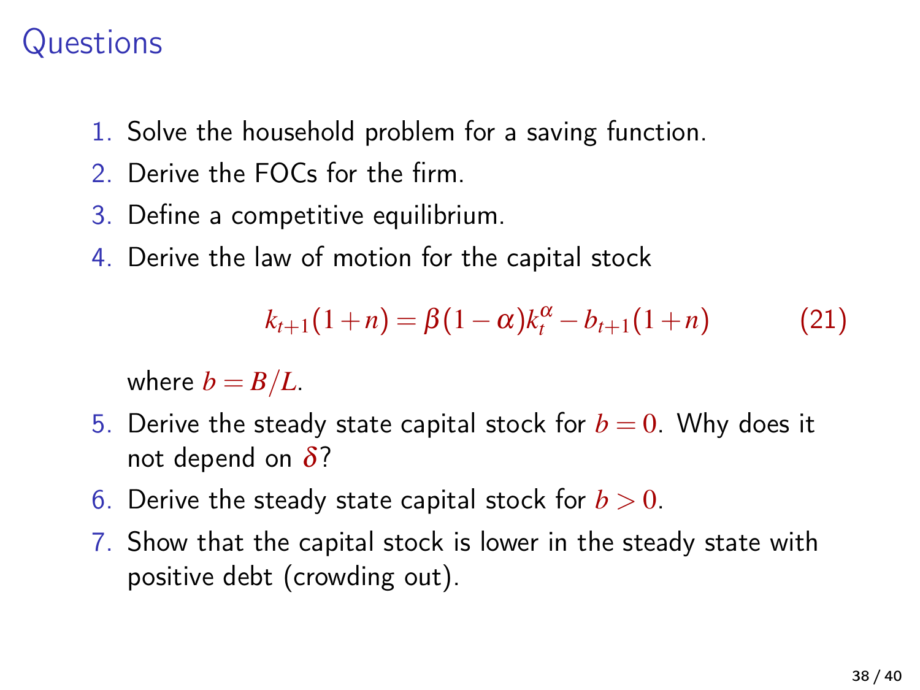# Questions

1. Solve the household problem for a saving function.
2. Derive the FOCs for the firm.
3. Define a competitive equilibrium.
4. Derive the law of motion for the capital stock

   $$k_{t+1}(1+n) = \beta(1-\alpha)k_t^{\alpha} - b_{t+1}(1+n) \tag{21}$$

   where $b = B/L$.
5. Derive the steady state capital stock for $b = 0$. Why does it not depend on $\delta$?
6. Derive the steady state capital stock for $b > 0$.
7. Show that the capital stock is lower in the steady state with positive debt (crowding out).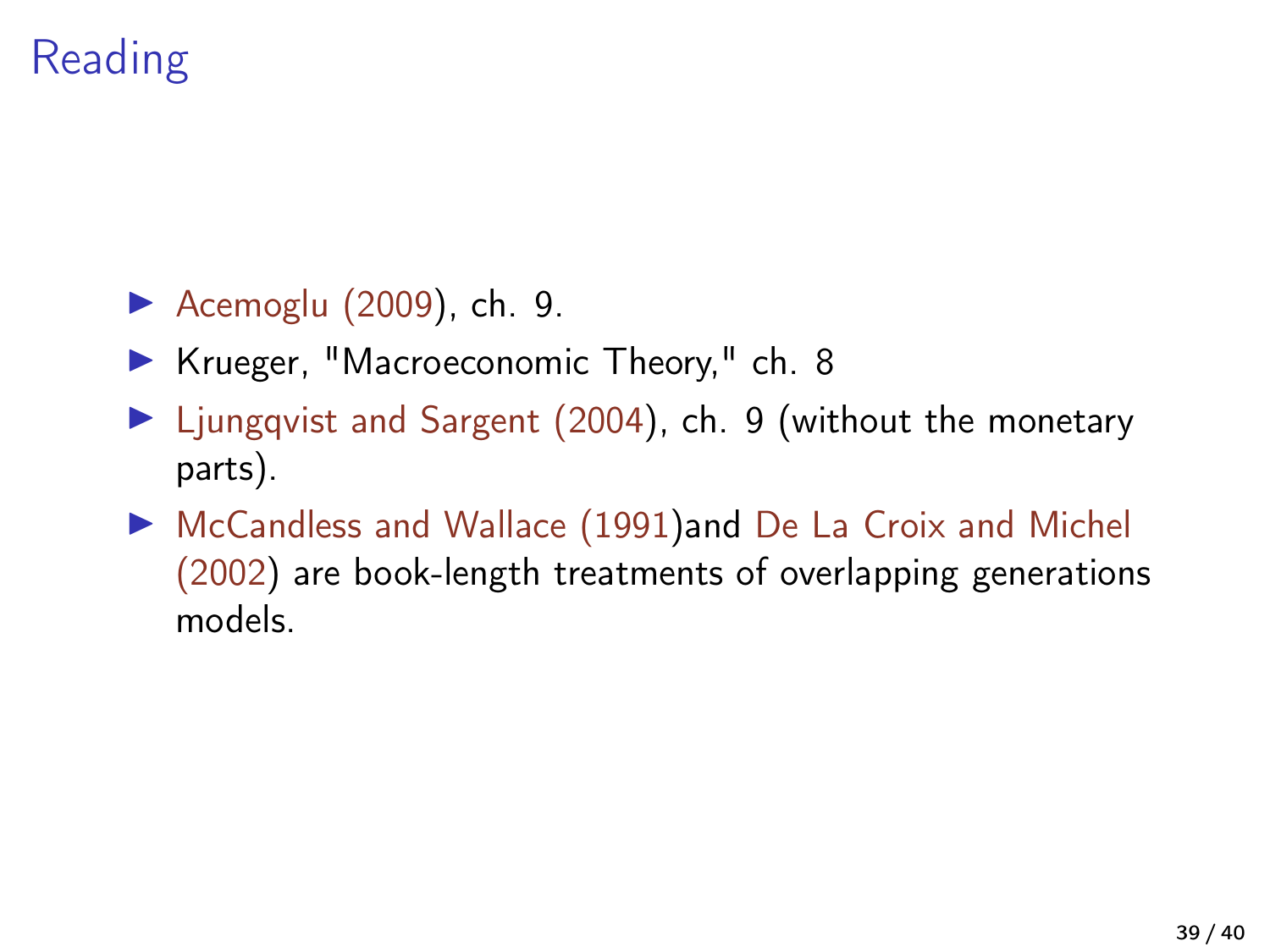# Reading

- Acemoglu (2009), ch. 9.
- Krueger, "Macroeconomic Theory," ch. 8
- Ljungqvist and Sargent (2004), ch. 9 (without the monetary parts).
- McCandless and Wallace (1991)and De La Croix and Michel (2002) are book-length treatments of overlapping generations models.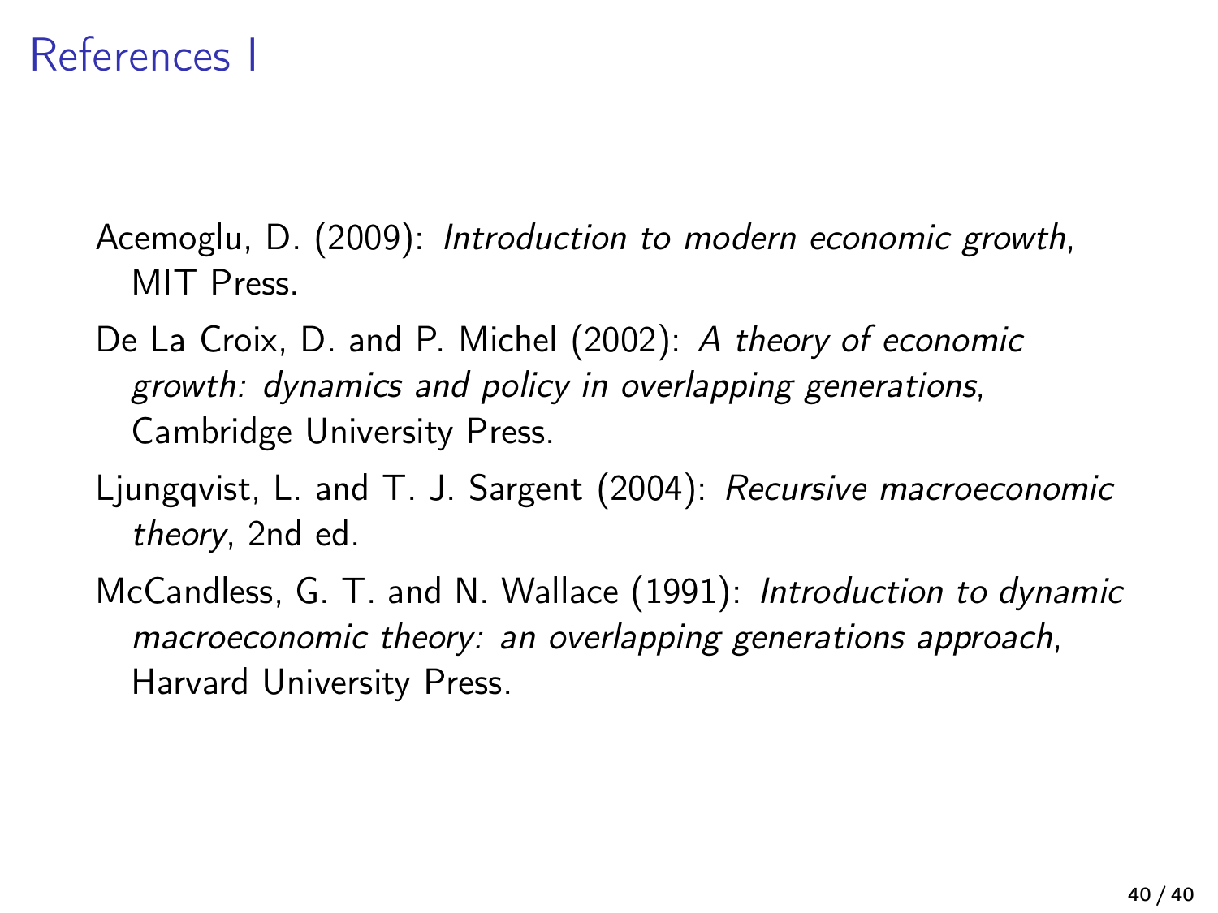# References I

Acemoglu, D. (2009): *Introduction to modern economic growth*, MIT Press.

De La Croix, D. and P. Michel (2002): *A theory of economic growth: dynamics and policy in overlapping generations*, Cambridge University Press.

Ljungqvist, L. and T. J. Sargent (2004): *Recursive macroeconomic theory*, 2nd ed.

McCandless, G. T. and N. Wallace (1991): *Introduction to dynamic macroeconomic theory: an overlapping generations approach*, Harvard University Press.